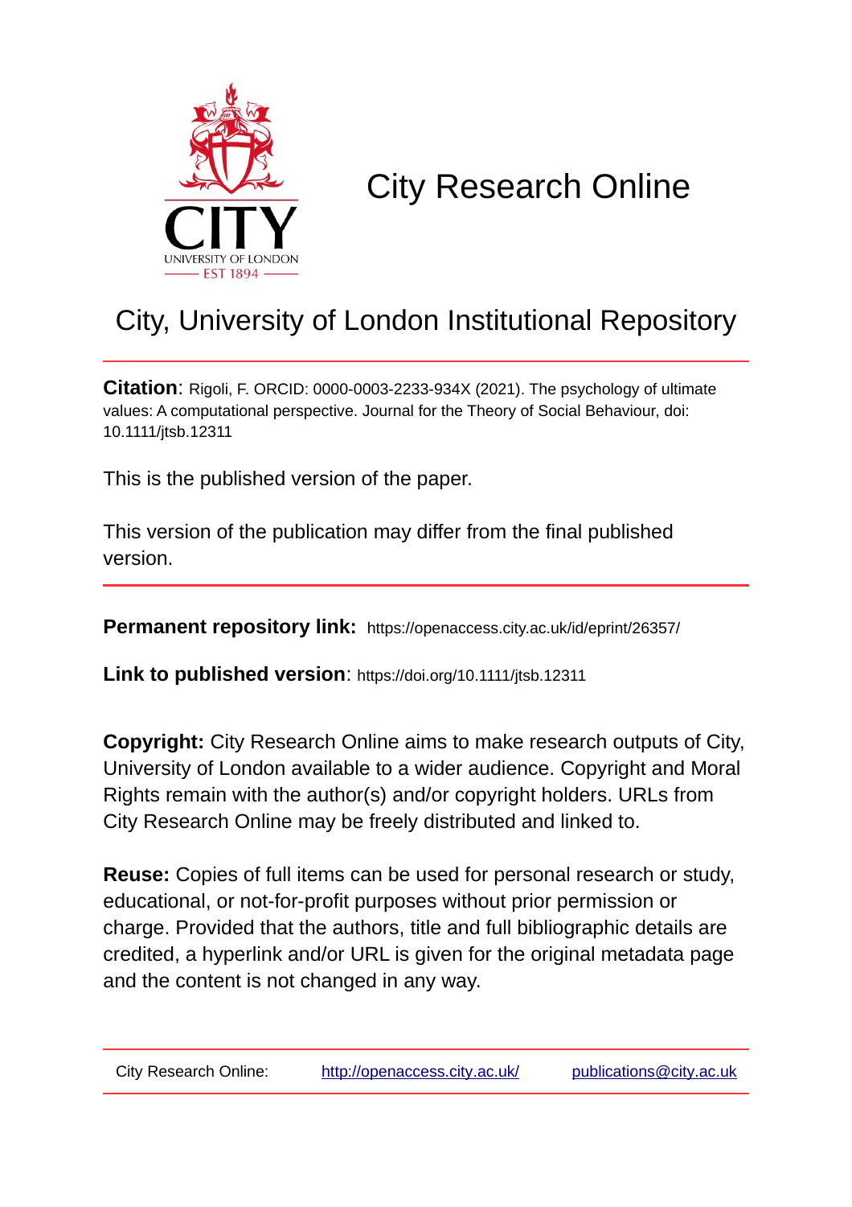# City Research Online

## City, University of London Institutional Repository

**Citation**: Rigoli, F. ORCID: 0000-0003-2233-934X (2021). The psychology of ultimate values: A computational perspective. Journal for the Theory of Social Behaviour, doi: 10.1111/jtsb.12311

This is the published version of the paper.

This version of the publication may differ from the final published version.

**Permanent repository link:** https://openaccess.city.ac.uk/id/eprint/26357/

**Link to published version**: https://doi.org/10.1111/jtsb.12311

**Copyright:** City Research Online aims to make research outputs of City, University of London available to a wider audience. Copyright and Moral Rights remain with the author(s) and/or copyright holders. URLs from City Research Online may be freely distributed and linked to.

**Reuse:** Copies of full items can be used for personal research or study, educational, or not-for-profit purposes without prior permission or charge. Provided that the authors, title and full bibliographic details are credited, a hyperlink and/or URL is given for the original metadata page and the content is not changed in any way.

City Research Online: http://openaccess.city.ac.uk/ publications@city.ac.uk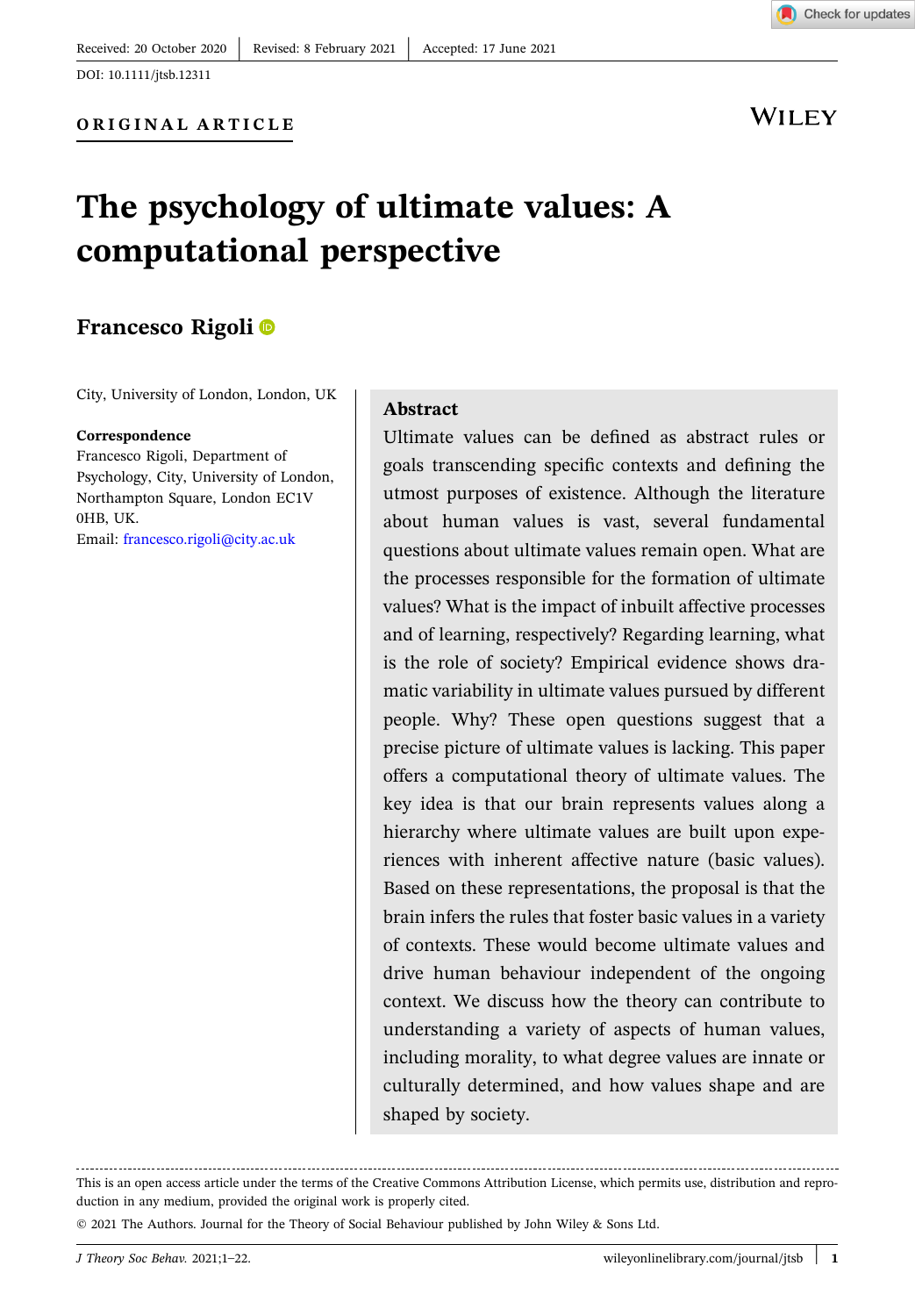Received: 20 October 2020 | Revised: 8 February 2021 | Accepted: 17 June 2021

DOI: 10.1111/jtsb.12311

**ORIGINAL ARTICLE**

# The psychology of ultimate values: A computational perspective

**Francesco Rigoli**

City, University of London, London, UK

**Correspondence**
Francesco Rigoli, Department of Psychology, City, University of London, Northampton Square, London EC1V 0HB, UK.
Email: francesco.rigoli@city.ac.uk

## Abstract

Ultimate values can be defined as abstract rules or goals transcending specific contexts and defining the utmost purposes of existence. Although the literature about human values is vast, several fundamental questions about ultimate values remain open. What are the processes responsible for the formation of ultimate values? What is the impact of inbuilt affective processes and of learning, respectively? Regarding learning, what is the role of society? Empirical evidence shows dramatic variability in ultimate values pursued by different people. Why? These open questions suggest that a precise picture of ultimate values is lacking. This paper offers a computational theory of ultimate values. The key idea is that our brain represents values along a hierarchy where ultimate values are built upon experiences with inherent affective nature (basic values). Based on these representations, the proposal is that the brain infers the rules that foster basic values in a variety of contexts. These would become ultimate values and drive human behaviour independent of the ongoing context. We discuss how the theory can contribute to understanding a variety of aspects of human values, including morality, to what degree values are innate or culturally determined, and how values shape and are shaped by society.

---

This is an open access article under the terms of the Creative Commons Attribution License, which permits use, distribution and reproduction in any medium, provided the original work is properly cited.

© 2021 The Authors. Journal for the Theory of Social Behaviour published by John Wiley & Sons Ltd.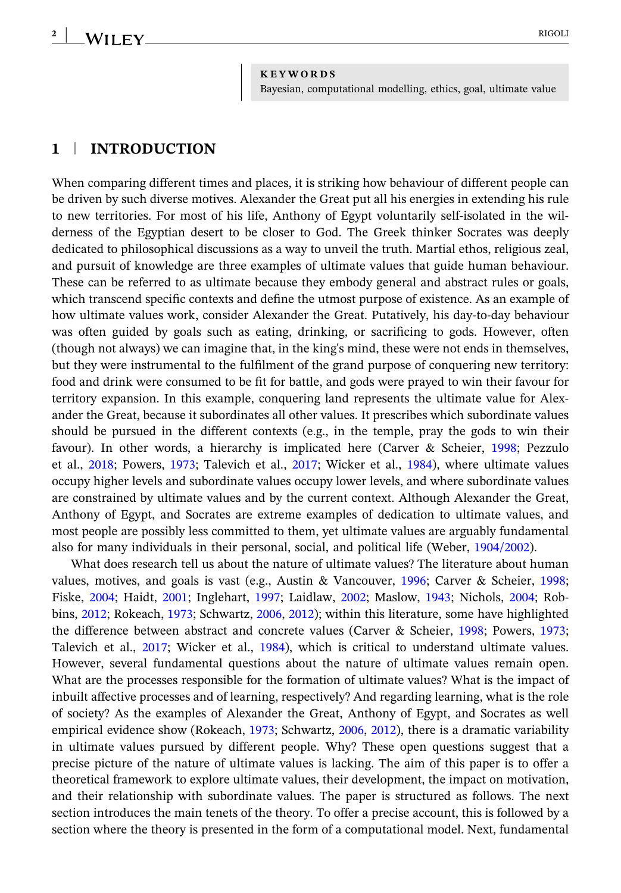**KEYWORDS**
Bayesian, computational modelling, ethics, goal, ultimate value

## 1 | INTRODUCTION

When comparing different times and places, it is striking how behaviour of different people can be driven by such diverse motives. Alexander the Great put all his energies in extending his rule to new territories. For most of his life, Anthony of Egypt voluntarily self-isolated in the wilderness of the Egyptian desert to be closer to God. The Greek thinker Socrates was deeply dedicated to philosophical discussions as a way to unveil the truth. Martial ethos, religious zeal, and pursuit of knowledge are three examples of ultimate values that guide human behaviour. These can be referred to as ultimate because they embody general and abstract rules or goals, which transcend specific contexts and define the utmost purpose of existence. As an example of how ultimate values work, consider Alexander the Great. Putatively, his day-to-day behaviour was often guided by goals such as eating, drinking, or sacrificing to gods. However, often (though not always) we can imagine that, in the king's mind, these were not ends in themselves, but they were instrumental to the fulfilment of the grand purpose of conquering new territory: food and drink were consumed to be fit for battle, and gods were prayed to win their favour for territory expansion. In this example, conquering land represents the ultimate value for Alexander the Great, because it subordinates all other values. It prescribes which subordinate values should be pursued in the different contexts (e.g., in the temple, pray the gods to win their favour). In other words, a hierarchy is implicated here (Carver & Scheier, 1998; Pezzulo et al., 2018; Powers, 1973; Talevich et al., 2017; Wicker et al., 1984), where ultimate values occupy higher levels and subordinate values occupy lower levels, and where subordinate values are constrained by ultimate values and by the current context. Although Alexander the Great, Anthony of Egypt, and Socrates are extreme examples of dedication to ultimate values, and most people are possibly less committed to them, yet ultimate values are arguably fundamental also for many individuals in their personal, social, and political life (Weber, 1904/2002).

What does research tell us about the nature of ultimate values? The literature about human values, motives, and goals is vast (e.g., Austin & Vancouver, 1996; Carver & Scheier, 1998; Fiske, 2004; Haidt, 2001; Inglehart, 1997; Laidlaw, 2002; Maslow, 1943; Nichols, 2004; Robbins, 2012; Rokeach, 1973; Schwartz, 2006, 2012); within this literature, some have highlighted the difference between abstract and concrete values (Carver & Scheier, 1998; Powers, 1973; Talevich et al., 2017; Wicker et al., 1984), which is critical to understand ultimate values. However, several fundamental questions about the nature of ultimate values remain open. What are the processes responsible for the formation of ultimate values? What is the impact of inbuilt affective processes and of learning, respectively? And regarding learning, what is the role of society? As the examples of Alexander the Great, Anthony of Egypt, and Socrates as well empirical evidence show (Rokeach, 1973; Schwartz, 2006, 2012), there is a dramatic variability in ultimate values pursued by different people. Why? These open questions suggest that a precise picture of the nature of ultimate values is lacking. The aim of this paper is to offer a theoretical framework to explore ultimate values, their development, the impact on motivation, and their relationship with subordinate values. The paper is structured as follows. The next section introduces the main tenets of the theory. To offer a precise account, this is followed by a section where the theory is presented in the form of a computational model. Next, fundamental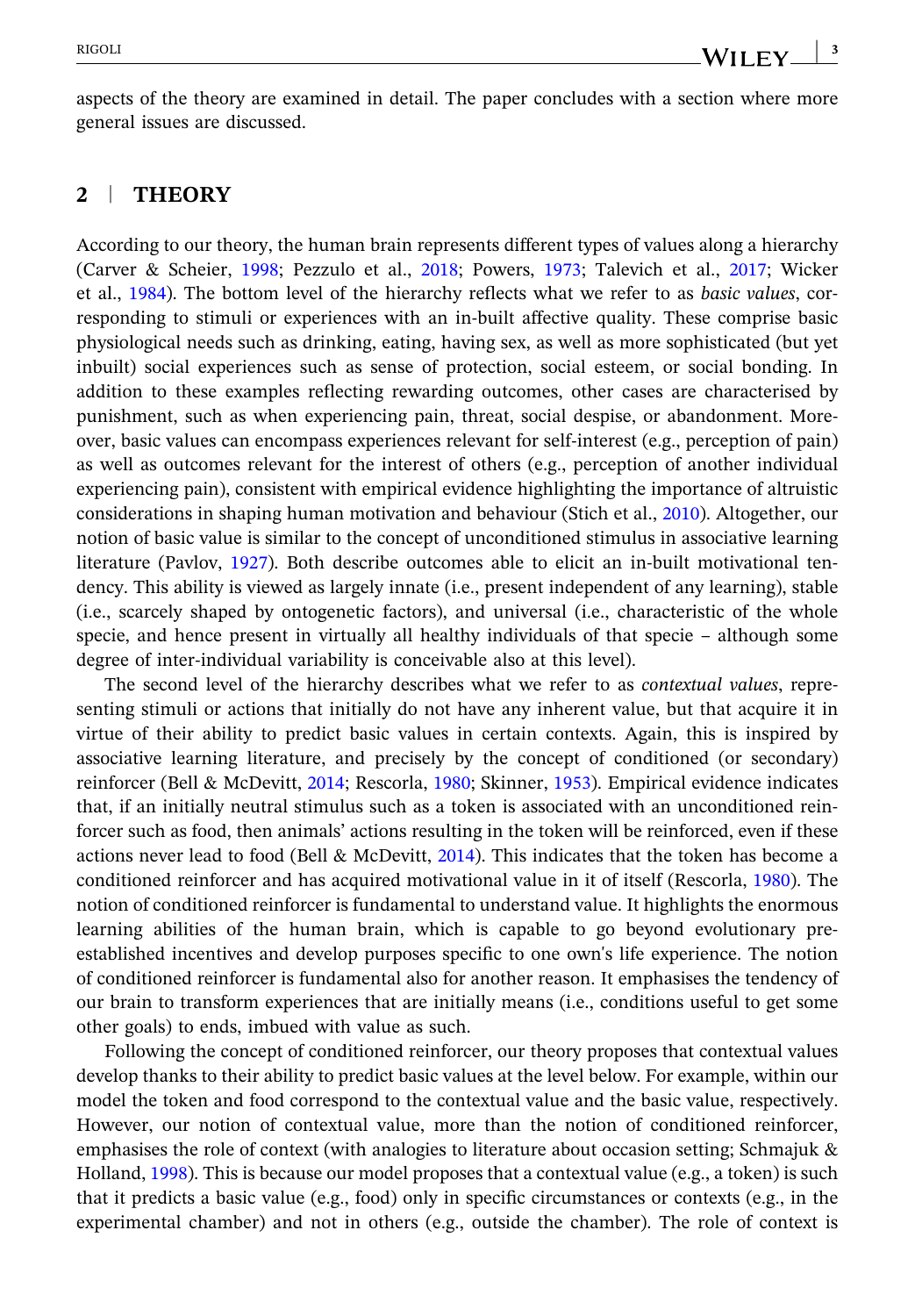aspects of the theory are examined in detail. The paper concludes with a section where more general issues are discussed.

## 2 | THEORY

According to our theory, the human brain represents different types of values along a hierarchy (Carver & Scheier, 1998; Pezzulo et al., 2018; Powers, 1973; Talevich et al., 2017; Wicker et al., 1984). The bottom level of the hierarchy reflects what we refer to as *basic values*, corresponding to stimuli or experiences with an in-built affective quality. These comprise basic physiological needs such as drinking, eating, having sex, as well as more sophisticated (but yet inbuilt) social experiences such as sense of protection, social esteem, or social bonding. In addition to these examples reflecting rewarding outcomes, other cases are characterised by punishment, such as when experiencing pain, threat, social despise, or abandonment. Moreover, basic values can encompass experiences relevant for self-interest (e.g., perception of pain) as well as outcomes relevant for the interest of others (e.g., perception of another individual experiencing pain), consistent with empirical evidence highlighting the importance of altruistic considerations in shaping human motivation and behaviour (Stich et al., 2010). Altogether, our notion of basic value is similar to the concept of unconditioned stimulus in associative learning literature (Pavlov, 1927). Both describe outcomes able to elicit an in-built motivational tendency. This ability is viewed as largely innate (i.e., present independent of any learning), stable (i.e., scarcely shaped by ontogenetic factors), and universal (i.e., characteristic of the whole specie, and hence present in virtually all healthy individuals of that specie – although some degree of inter-individual variability is conceivable also at this level).

The second level of the hierarchy describes what we refer to as *contextual values*, representing stimuli or actions that initially do not have any inherent value, but that acquire it in virtue of their ability to predict basic values in certain contexts. Again, this is inspired by associative learning literature, and precisely by the concept of conditioned (or secondary) reinforcer (Bell & McDevitt, 2014; Rescorla, 1980; Skinner, 1953). Empirical evidence indicates that, if an initially neutral stimulus such as a token is associated with an unconditioned reinforcer such as food, then animals' actions resulting in the token will be reinforced, even if these actions never lead to food (Bell & McDevitt, 2014). This indicates that the token has become a conditioned reinforcer and has acquired motivational value in it of itself (Rescorla, 1980). The notion of conditioned reinforcer is fundamental to understand value. It highlights the enormous learning abilities of the human brain, which is capable to go beyond evolutionary pre-established incentives and develop purposes specific to one own's life experience. The notion of conditioned reinforcer is fundamental also for another reason. It emphasises the tendency of our brain to transform experiences that are initially means (i.e., conditions useful to get some other goals) to ends, imbued with value as such.

Following the concept of conditioned reinforcer, our theory proposes that contextual values develop thanks to their ability to predict basic values at the level below. For example, within our model the token and food correspond to the contextual value and the basic value, respectively. However, our notion of contextual value, more than the notion of conditioned reinforcer, emphasises the role of context (with analogies to literature about occasion setting; Schmajuk & Holland, 1998). This is because our model proposes that a contextual value (e.g., a token) is such that it predicts a basic value (e.g., food) only in specific circumstances or contexts (e.g., in the experimental chamber) and not in others (e.g., outside the chamber). The role of context is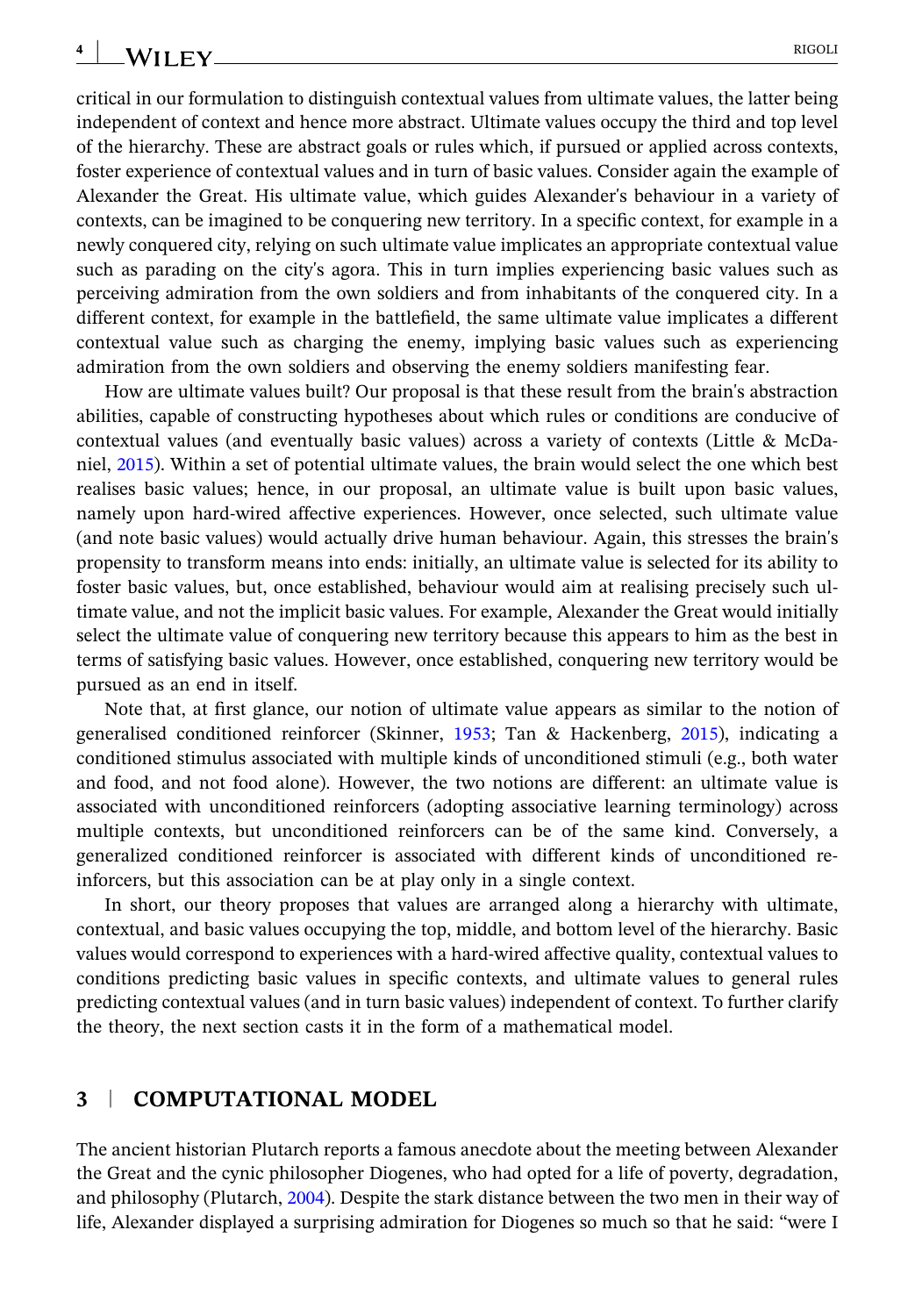critical in our formulation to distinguish contextual values from ultimate values, the latter being independent of context and hence more abstract. Ultimate values occupy the third and top level of the hierarchy. These are abstract goals or rules which, if pursued or applied across contexts, foster experience of contextual values and in turn of basic values. Consider again the example of Alexander the Great. His ultimate value, which guides Alexander's behaviour in a variety of contexts, can be imagined to be conquering new territory. In a specific context, for example in a newly conquered city, relying on such ultimate value implicates an appropriate contextual value such as parading on the city's agora. This in turn implies experiencing basic values such as perceiving admiration from the own soldiers and from inhabitants of the conquered city. In a different context, for example in the battlefield, the same ultimate value implicates a different contextual value such as charging the enemy, implying basic values such as experiencing admiration from the own soldiers and observing the enemy soldiers manifesting fear.

How are ultimate values built? Our proposal is that these result from the brain's abstraction abilities, capable of constructing hypotheses about which rules or conditions are conducive of contextual values (and eventually basic values) across a variety of contexts (Little & McDaniel, 2015). Within a set of potential ultimate values, the brain would select the one which best realises basic values; hence, in our proposal, an ultimate value is built upon basic values, namely upon hard-wired affective experiences. However, once selected, such ultimate value (and note basic values) would actually drive human behaviour. Again, this stresses the brain's propensity to transform means into ends: initially, an ultimate value is selected for its ability to foster basic values, but, once established, behaviour would aim at realising precisely such ultimate value, and not the implicit basic values. For example, Alexander the Great would initially select the ultimate value of conquering new territory because this appears to him as the best in terms of satisfying basic values. However, once established, conquering new territory would be pursued as an end in itself.

Note that, at first glance, our notion of ultimate value appears as similar to the notion of generalised conditioned reinforcer (Skinner, 1953; Tan & Hackenberg, 2015), indicating a conditioned stimulus associated with multiple kinds of unconditioned stimuli (e.g., both water and food, and not food alone). However, the two notions are different: an ultimate value is associated with unconditioned reinforcers (adopting associative learning terminology) across multiple contexts, but unconditioned reinforcers can be of the same kind. Conversely, a generalized conditioned reinforcer is associated with different kinds of unconditioned reinforcers, but this association can be at play only in a single context.

In short, our theory proposes that values are arranged along a hierarchy with ultimate, contextual, and basic values occupying the top, middle, and bottom level of the hierarchy. Basic values would correspond to experiences with a hard-wired affective quality, contextual values to conditions predicting basic values in specific contexts, and ultimate values to general rules predicting contextual values (and in turn basic values) independent of context. To further clarify the theory, the next section casts it in the form of a mathematical model.

## 3 | COMPUTATIONAL MODEL

The ancient historian Plutarch reports a famous anecdote about the meeting between Alexander the Great and the cynic philosopher Diogenes, who had opted for a life of poverty, degradation, and philosophy (Plutarch, 2004). Despite the stark distance between the two men in their way of life, Alexander displayed a surprising admiration for Diogenes so much so that he said: "were I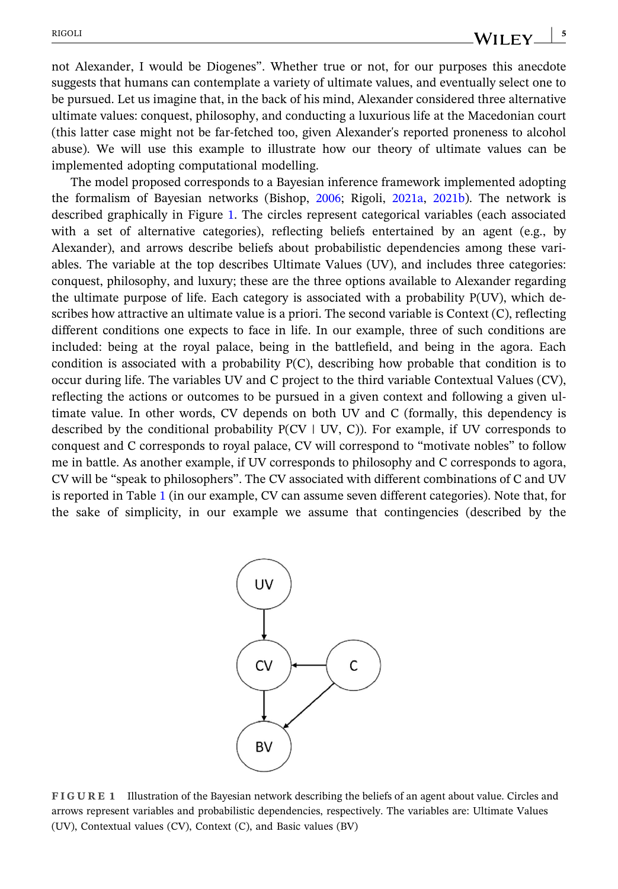not Alexander, I would be Diogenes". Whether true or not, for our purposes this anecdote suggests that humans can contemplate a variety of ultimate values, and eventually select one to be pursued. Let us imagine that, in the back of his mind, Alexander considered three alternative ultimate values: conquest, philosophy, and conducting a luxurious life at the Macedonian court (this latter case might not be far-fetched too, given Alexander's reported proneness to alcohol abuse). We will use this example to illustrate how our theory of ultimate values can be implemented adopting computational modelling.

The model proposed corresponds to a Bayesian inference framework implemented adopting the formalism of Bayesian networks (Bishop, 2006; Rigoli, 2021a, 2021b). The network is described graphically in Figure 1. The circles represent categorical variables (each associated with a set of alternative categories), reflecting beliefs entertained by an agent (e.g., by Alexander), and arrows describe beliefs about probabilistic dependencies among these variables. The variable at the top describes Ultimate Values (UV), and includes three categories: conquest, philosophy, and luxury; these are the three options available to Alexander regarding the ultimate purpose of life. Each category is associated with a probability P(UV), which describes how attractive an ultimate value is a priori. The second variable is Context (C), reflecting different conditions one expects to face in life. In our example, three of such conditions are included: being at the royal palace, being in the battlefield, and being in the agora. Each condition is associated with a probability P(C), describing how probable that condition is to occur during life. The variables UV and C project to the third variable Contextual Values (CV), reflecting the actions or outcomes to be pursued in a given context and following a given ultimate value. In other words, CV depends on both UV and C (formally, this dependency is described by the conditional probability P(CV | UV, C)). For example, if UV corresponds to conquest and C corresponds to royal palace, CV will correspond to "motivate nobles" to follow me in battle. As another example, if UV corresponds to philosophy and C corresponds to agora, CV will be "speak to philosophers". The CV associated with different combinations of C and UV is reported in Table 1 (in our example, CV can assume seven different categories). Note that, for the sake of simplicity, in our example we assume that contingencies (described by the

FIGURE 1 Illustration of the Bayesian network describing the beliefs of an agent about value. Circles and arrows represent variables and probabilistic dependencies, respectively. The variables are: Ultimate Values (UV), Contextual values (CV), Context (C), and Basic values (BV)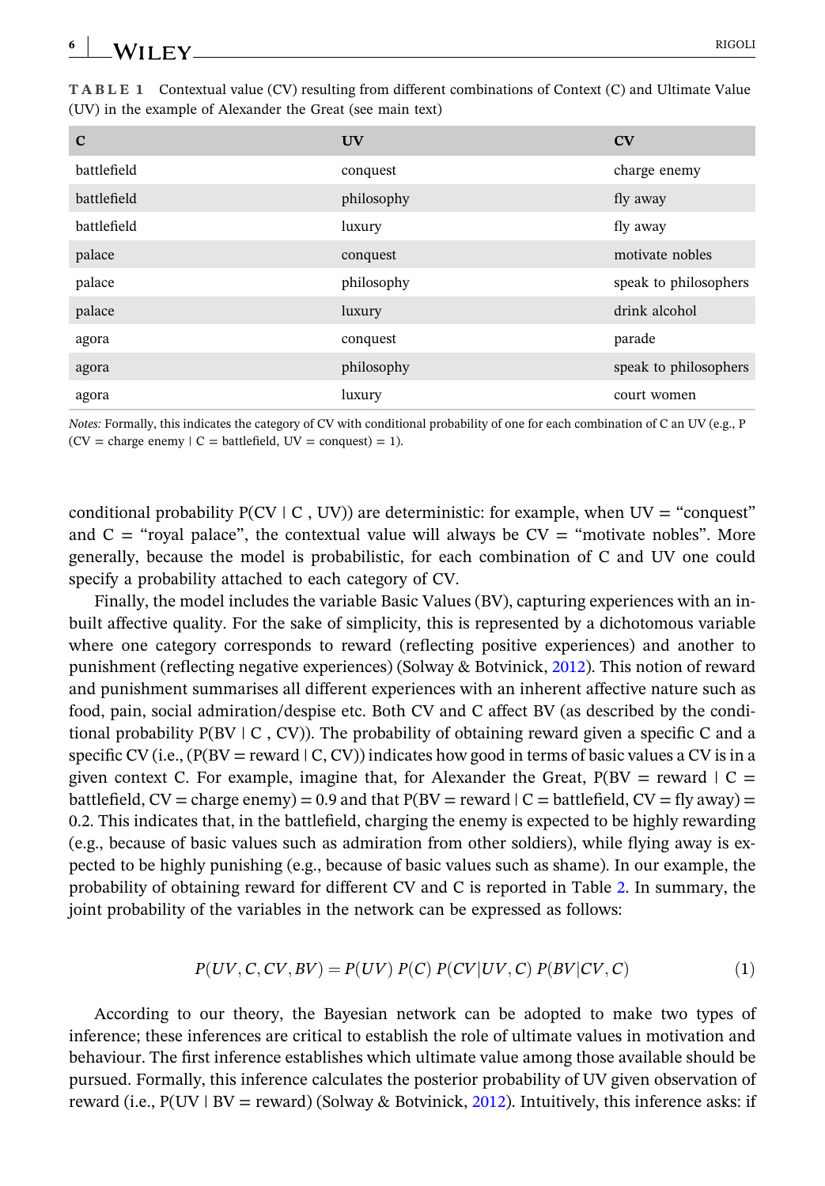**TABLE 1** Contextual value (CV) resulting from different combinations of Context (C) and Ultimate Value (UV) in the example of Alexander the Great (see main text)

| C | UV | CV |
|---|---|---|
| battlefield | conquest | charge enemy |
| battlefield | philosophy | fly away |
| battlefield | luxury | fly away |
| palace | conquest | motivate nobles |
| palace | philosophy | speak to philosophers |
| palace | luxury | drink alcohol |
| agora | conquest | parade |
| agora | philosophy | speak to philosophers |
| agora | luxury | court women |

*Notes:* Formally, this indicates the category of CV with conditional probability of one for each combination of C an UV (e.g., P (CV = charge enemy ∣ C = battlefield, UV = conquest) = 1).

conditional probability P(CV ∣ C , UV)) are deterministic: for example, when UV = "conquest" and C = "royal palace", the contextual value will always be CV = "motivate nobles". More generally, because the model is probabilistic, for each combination of C and UV one could specify a probability attached to each category of CV.

Finally, the model includes the variable Basic Values (BV), capturing experiences with an inbuilt affective quality. For the sake of simplicity, this is represented by a dichotomous variable where one category corresponds to reward (reflecting positive experiences) and another to punishment (reflecting negative experiences) (Solway & Botvinick, 2012). This notion of reward and punishment summarises all different experiences with an inherent affective nature such as food, pain, social admiration/despise etc. Both CV and C affect BV (as described by the conditional probability P(BV ∣ C , CV)). The probability of obtaining reward given a specific C and a specific CV (i.e., (P(BV = reward ∣ C, CV)) indicates how good in terms of basic values a CV is in a given context C. For example, imagine that, for Alexander the Great, P(BV = reward ∣ C = battlefield, CV = charge enemy) = 0.9 and that P(BV = reward ∣ C = battlefield, CV = fly away) = 0.2. This indicates that, in the battlefield, charging the enemy is expected to be highly rewarding (e.g., because of basic values such as admiration from other soldiers), while flying away is expected to be highly punishing (e.g., because of basic values such as shame). In our example, the probability of obtaining reward for different CV and C is reported in Table 2. In summary, the joint probability of the variables in the network can be expressed as follows:

$$P(UV, C, CV, BV) = P(UV)\, P(C)\, P(CV|UV, C)\, P(BV|CV, C) \tag{1}$$

According to our theory, the Bayesian network can be adopted to make two types of inference; these inferences are critical to establish the role of ultimate values in motivation and behaviour. The first inference establishes which ultimate value among those available should be pursued. Formally, this inference calculates the posterior probability of UV given observation of reward (i.e., P(UV ∣ BV = reward) (Solway & Botvinick, 2012). Intuitively, this inference asks: if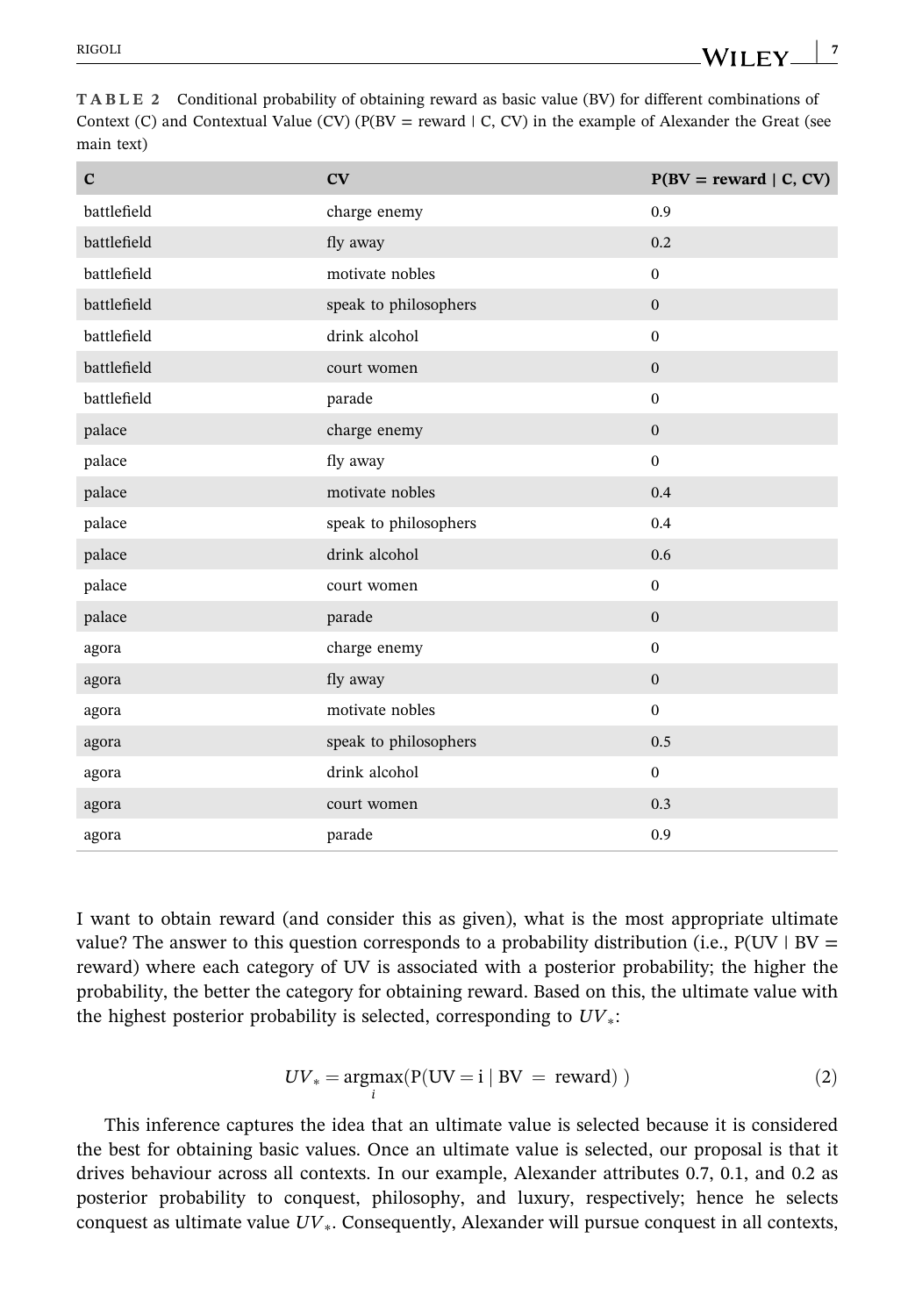**TABLE 2** Conditional probability of obtaining reward as basic value (BV) for different combinations of Context (C) and Contextual Value (CV) (P(BV = reward | C, CV) in the example of Alexander the Great (see main text)

| C | CV | P(BV = reward \| C, CV) |
|---|---|---|
| battlefield | charge enemy | 0.9 |
| battlefield | fly away | 0.2 |
| battlefield | motivate nobles | 0 |
| battlefield | speak to philosophers | 0 |
| battlefield | drink alcohol | 0 |
| battlefield | court women | 0 |
| battlefield | parade | 0 |
| palace | charge enemy | 0 |
| palace | fly away | 0 |
| palace | motivate nobles | 0.4 |
| palace | speak to philosophers | 0.4 |
| palace | drink alcohol | 0.6 |
| palace | court women | 0 |
| palace | parade | 0 |
| agora | charge enemy | 0 |
| agora | fly away | 0 |
| agora | motivate nobles | 0 |
| agora | speak to philosophers | 0.5 |
| agora | drink alcohol | 0 |
| agora | court women | 0.3 |
| agora | parade | 0.9 |

I want to obtain reward (and consider this as given), what is the most appropriate ultimate value? The answer to this question corresponds to a probability distribution (i.e., P(UV | BV = reward) where each category of UV is associated with a posterior probability; the higher the probability, the better the category for obtaining reward. Based on this, the ultimate value with the highest posterior probability is selected, corresponding to $UV_*$:

$$UV_* = \underset{i}{\operatorname{argmax}}(\mathrm{P}(\mathrm{UV} = \mathrm{i} \mid \mathrm{BV} = \text{ reward}) \,) \tag{2}$$

This inference captures the idea that an ultimate value is selected because it is considered the best for obtaining basic values. Once an ultimate value is selected, our proposal is that it drives behaviour across all contexts. In our example, Alexander attributes 0.7, 0.1, and 0.2 as posterior probability to conquest, philosophy, and luxury, respectively; hence he selects conquest as ultimate value $UV_*$. Consequently, Alexander will pursue conquest in all contexts,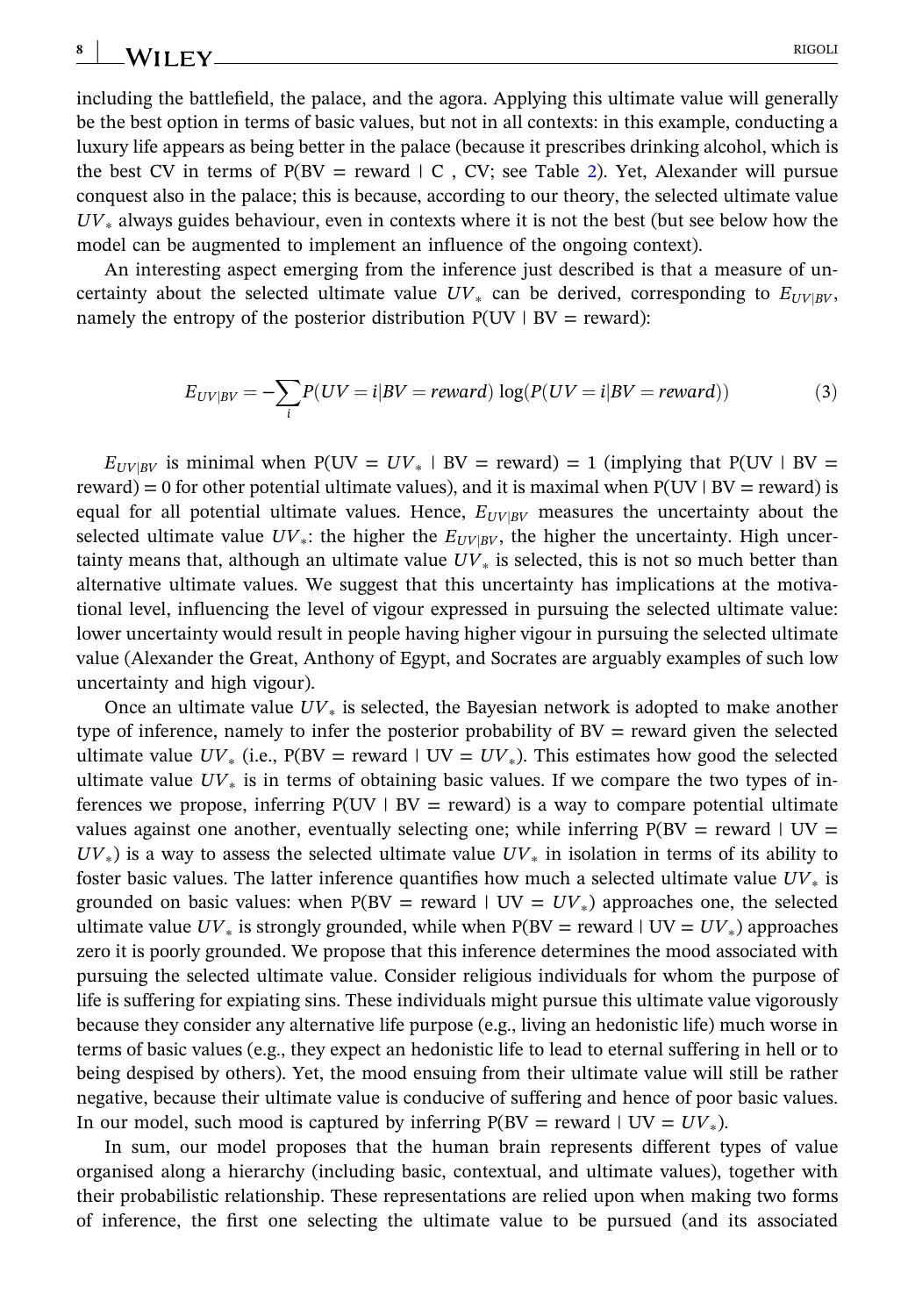including the battlefield, the palace, and the agora. Applying this ultimate value will generally be the best option in terms of basic values, but not in all contexts: in this example, conducting a luxury life appears as being better in the palace (because it prescribes drinking alcohol, which is the best CV in terms of P(BV = reward | C , CV; see Table 2). Yet, Alexander will pursue conquest also in the palace; this is because, according to our theory, the selected ultimate value $UV_*$ always guides behaviour, even in contexts where it is not the best (but see below how the model can be augmented to implement an influence of the ongoing context).

An interesting aspect emerging from the inference just described is that a measure of uncertainty about the selected ultimate value $UV_*$ can be derived, corresponding to $E_{UV|BV}$, namely the entropy of the posterior distribution P(UV | BV = reward):

$$E_{UV|BV} = -\sum_{i} P(UV = i|BV = reward)\,\log(P(UV = i|BV = reward)) \tag{3}$$

$E_{UV|BV}$ is minimal when P(UV = $UV_*$ | BV = reward) = 1 (implying that P(UV | BV = reward) = 0 for other potential ultimate values), and it is maximal when P(UV | BV = reward) is equal for all potential ultimate values. Hence, $E_{UV|BV}$ measures the uncertainty about the selected ultimate value $UV_*$: the higher the $E_{UV|BV}$, the higher the uncertainty. High uncertainty means that, although an ultimate value $UV_*$ is selected, this is not so much better than alternative ultimate values. We suggest that this uncertainty has implications at the motivational level, influencing the level of vigour expressed in pursuing the selected ultimate value: lower uncertainty would result in people having higher vigour in pursuing the selected ultimate value (Alexander the Great, Anthony of Egypt, and Socrates are arguably examples of such low uncertainty and high vigour).

Once an ultimate value $UV_*$ is selected, the Bayesian network is adopted to make another type of inference, namely to infer the posterior probability of BV = reward given the selected ultimate value $UV_*$ (i.e., P(BV = reward | UV = $UV_*$). This estimates how good the selected ultimate value $UV_*$ is in terms of obtaining basic values. If we compare the two types of inferences we propose, inferring P(UV | BV = reward) is a way to compare potential ultimate values against one another, eventually selecting one; while inferring P(BV = reward | UV = $UV_*$) is a way to assess the selected ultimate value $UV_*$ in isolation in terms of its ability to foster basic values. The latter inference quantifies how much a selected ultimate value $UV_*$ is grounded on basic values: when P(BV = reward | UV = $UV_*$) approaches one, the selected ultimate value $UV_*$ is strongly grounded, while when P(BV = reward | UV = $UV_*$) approaches zero it is poorly grounded. We propose that this inference determines the mood associated with pursuing the selected ultimate value. Consider religious individuals for whom the purpose of life is suffering for expiating sins. These individuals might pursue this ultimate value vigorously because they consider any alternative life purpose (e.g., living an hedonistic life) much worse in terms of basic values (e.g., they expect an hedonistic life to lead to eternal suffering in hell or to being despised by others). Yet, the mood ensuing from their ultimate value will still be rather negative, because their ultimate value is conducive of suffering and hence of poor basic values. In our model, such mood is captured by inferring P(BV = reward | UV = $UV_*$).

In sum, our model proposes that the human brain represents different types of value organised along a hierarchy (including basic, contextual, and ultimate values), together with their probabilistic relationship. These representations are relied upon when making two forms of inference, the first one selecting the ultimate value to be pursued (and its associated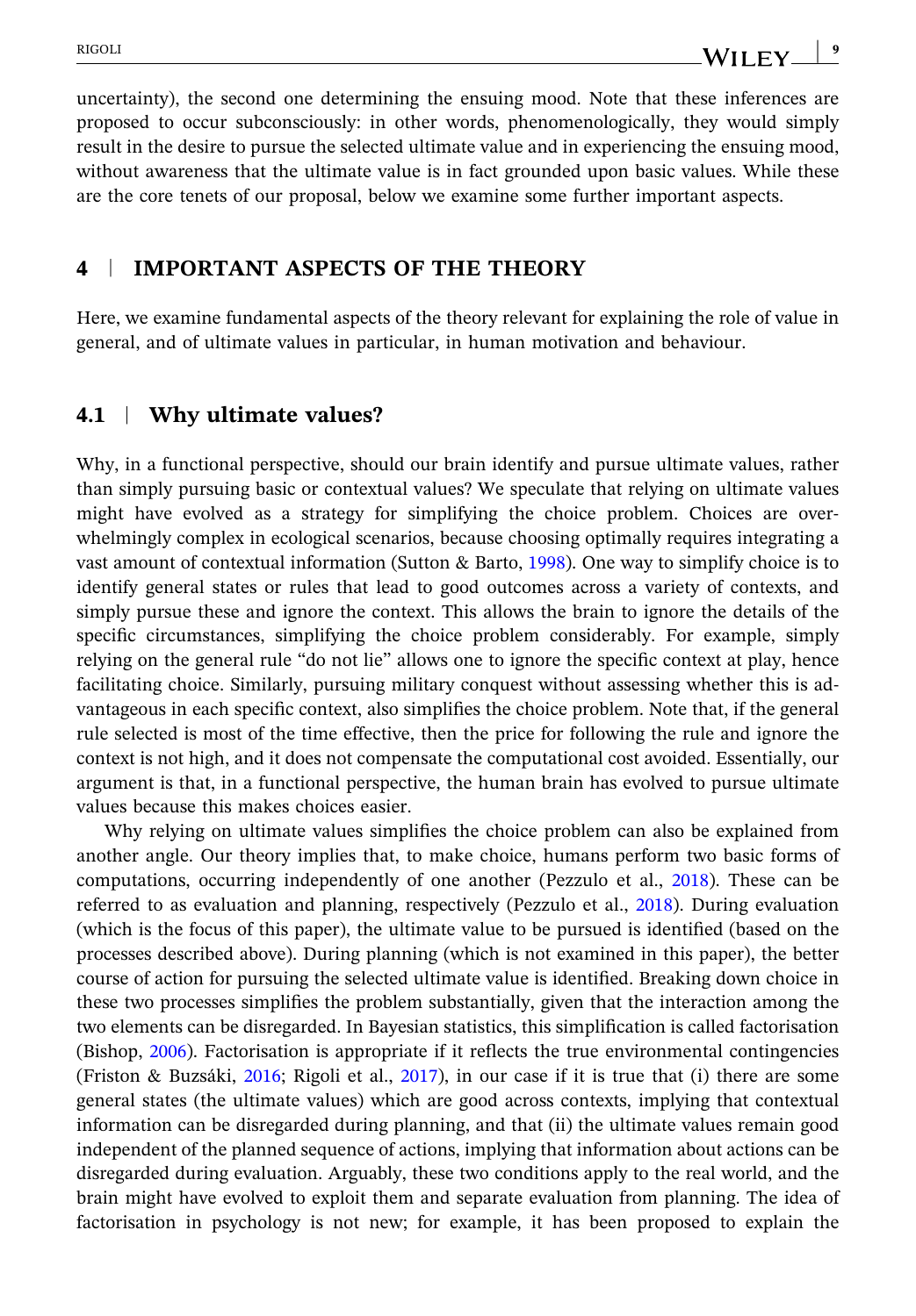uncertainty), the second one determining the ensuing mood. Note that these inferences are proposed to occur subconsciously: in other words, phenomenologically, they would simply result in the desire to pursue the selected ultimate value and in experiencing the ensuing mood, without awareness that the ultimate value is in fact grounded upon basic values. While these are the core tenets of our proposal, below we examine some further important aspects.

## 4 | IMPORTANT ASPECTS OF THE THEORY

Here, we examine fundamental aspects of the theory relevant for explaining the role of value in general, and of ultimate values in particular, in human motivation and behaviour.

### 4.1 | Why ultimate values?

Why, in a functional perspective, should our brain identify and pursue ultimate values, rather than simply pursuing basic or contextual values? We speculate that relying on ultimate values might have evolved as a strategy for simplifying the choice problem. Choices are overwhelmingly complex in ecological scenarios, because choosing optimally requires integrating a vast amount of contextual information (Sutton & Barto, 1998). One way to simplify choice is to identify general states or rules that lead to good outcomes across a variety of contexts, and simply pursue these and ignore the context. This allows the brain to ignore the details of the specific circumstances, simplifying the choice problem considerably. For example, simply relying on the general rule "do not lie" allows one to ignore the specific context at play, hence facilitating choice. Similarly, pursuing military conquest without assessing whether this is advantageous in each specific context, also simplifies the choice problem. Note that, if the general rule selected is most of the time effective, then the price for following the rule and ignore the context is not high, and it does not compensate the computational cost avoided. Essentially, our argument is that, in a functional perspective, the human brain has evolved to pursue ultimate values because this makes choices easier.

Why relying on ultimate values simplifies the choice problem can also be explained from another angle. Our theory implies that, to make choice, humans perform two basic forms of computations, occurring independently of one another (Pezzulo et al., 2018). These can be referred to as evaluation and planning, respectively (Pezzulo et al., 2018). During evaluation (which is the focus of this paper), the ultimate value to be pursued is identified (based on the processes described above). During planning (which is not examined in this paper), the better course of action for pursuing the selected ultimate value is identified. Breaking down choice in these two processes simplifies the problem substantially, given that the interaction among the two elements can be disregarded. In Bayesian statistics, this simplification is called factorisation (Bishop, 2006). Factorisation is appropriate if it reflects the true environmental contingencies (Friston & Buzsáki, 2016; Rigoli et al., 2017), in our case if it is true that (i) there are some general states (the ultimate values) which are good across contexts, implying that contextual information can be disregarded during planning, and that (ii) the ultimate values remain good independent of the planned sequence of actions, implying that information about actions can be disregarded during evaluation. Arguably, these two conditions apply to the real world, and the brain might have evolved to exploit them and separate evaluation from planning. The idea of factorisation in psychology is not new; for example, it has been proposed to explain the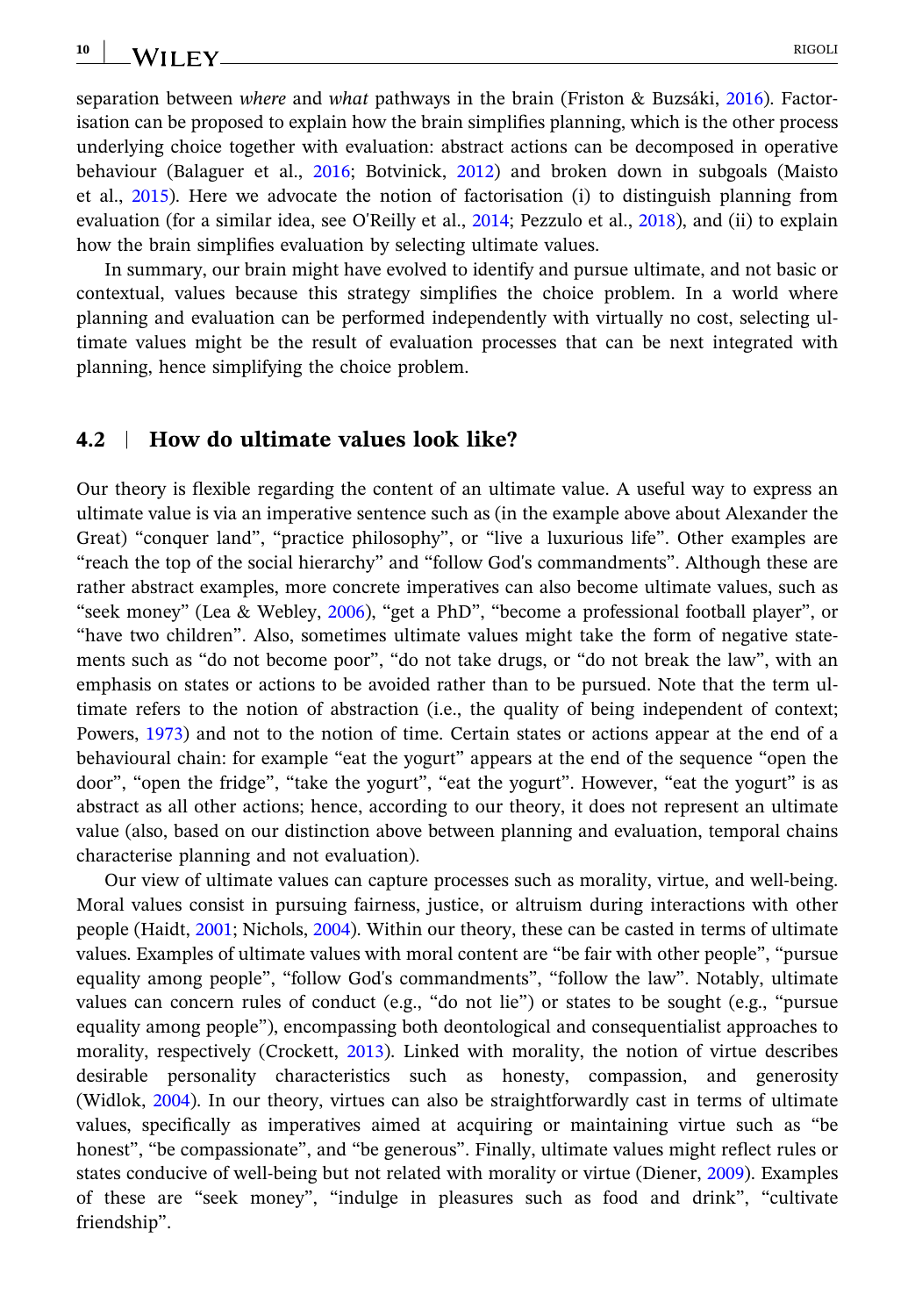separation between *where* and *what* pathways in the brain (Friston & Buzsáki, 2016). Factorisation can be proposed to explain how the brain simplifies planning, which is the other process underlying choice together with evaluation: abstract actions can be decomposed in operative behaviour (Balaguer et al., 2016; Botvinick, 2012) and broken down in subgoals (Maisto et al., 2015). Here we advocate the notion of factorisation (i) to distinguish planning from evaluation (for a similar idea, see O'Reilly et al., 2014; Pezzulo et al., 2018), and (ii) to explain how the brain simplifies evaluation by selecting ultimate values.

In summary, our brain might have evolved to identify and pursue ultimate, and not basic or contextual, values because this strategy simplifies the choice problem. In a world where planning and evaluation can be performed independently with virtually no cost, selecting ultimate values might be the result of evaluation processes that can be next integrated with planning, hence simplifying the choice problem.

### 4.2 | How do ultimate values look like?

Our theory is flexible regarding the content of an ultimate value. A useful way to express an ultimate value is via an imperative sentence such as (in the example above about Alexander the Great) "conquer land", "practice philosophy", or "live a luxurious life". Other examples are "reach the top of the social hierarchy" and "follow God's commandments". Although these are rather abstract examples, more concrete imperatives can also become ultimate values, such as "seek money" (Lea & Webley, 2006), "get a PhD", "become a professional football player", or "have two children". Also, sometimes ultimate values might take the form of negative statements such as "do not become poor", "do not take drugs, or "do not break the law", with an emphasis on states or actions to be avoided rather than to be pursued. Note that the term ultimate refers to the notion of abstraction (i.e., the quality of being independent of context; Powers, 1973) and not to the notion of time. Certain states or actions appear at the end of a behavioural chain: for example "eat the yogurt" appears at the end of the sequence "open the door", "open the fridge", "take the yogurt", "eat the yogurt". However, "eat the yogurt" is as abstract as all other actions; hence, according to our theory, it does not represent an ultimate value (also, based on our distinction above between planning and evaluation, temporal chains characterise planning and not evaluation).

Our view of ultimate values can capture processes such as morality, virtue, and well-being. Moral values consist in pursuing fairness, justice, or altruism during interactions with other people (Haidt, 2001; Nichols, 2004). Within our theory, these can be casted in terms of ultimate values. Examples of ultimate values with moral content are "be fair with other people", "pursue equality among people", "follow God's commandments", "follow the law". Notably, ultimate values can concern rules of conduct (e.g., "do not lie") or states to be sought (e.g., "pursue equality among people"), encompassing both deontological and consequentialist approaches to morality, respectively (Crockett, 2013). Linked with morality, the notion of virtue describes desirable personality characteristics such as honesty, compassion, and generosity (Widlok, 2004). In our theory, virtues can also be straightforwardly cast in terms of ultimate values, specifically as imperatives aimed at acquiring or maintaining virtue such as "be honest", "be compassionate", and "be generous". Finally, ultimate values might reflect rules or states conducive of well-being but not related with morality or virtue (Diener, 2009). Examples of these are "seek money", "indulge in pleasures such as food and drink", "cultivate friendship".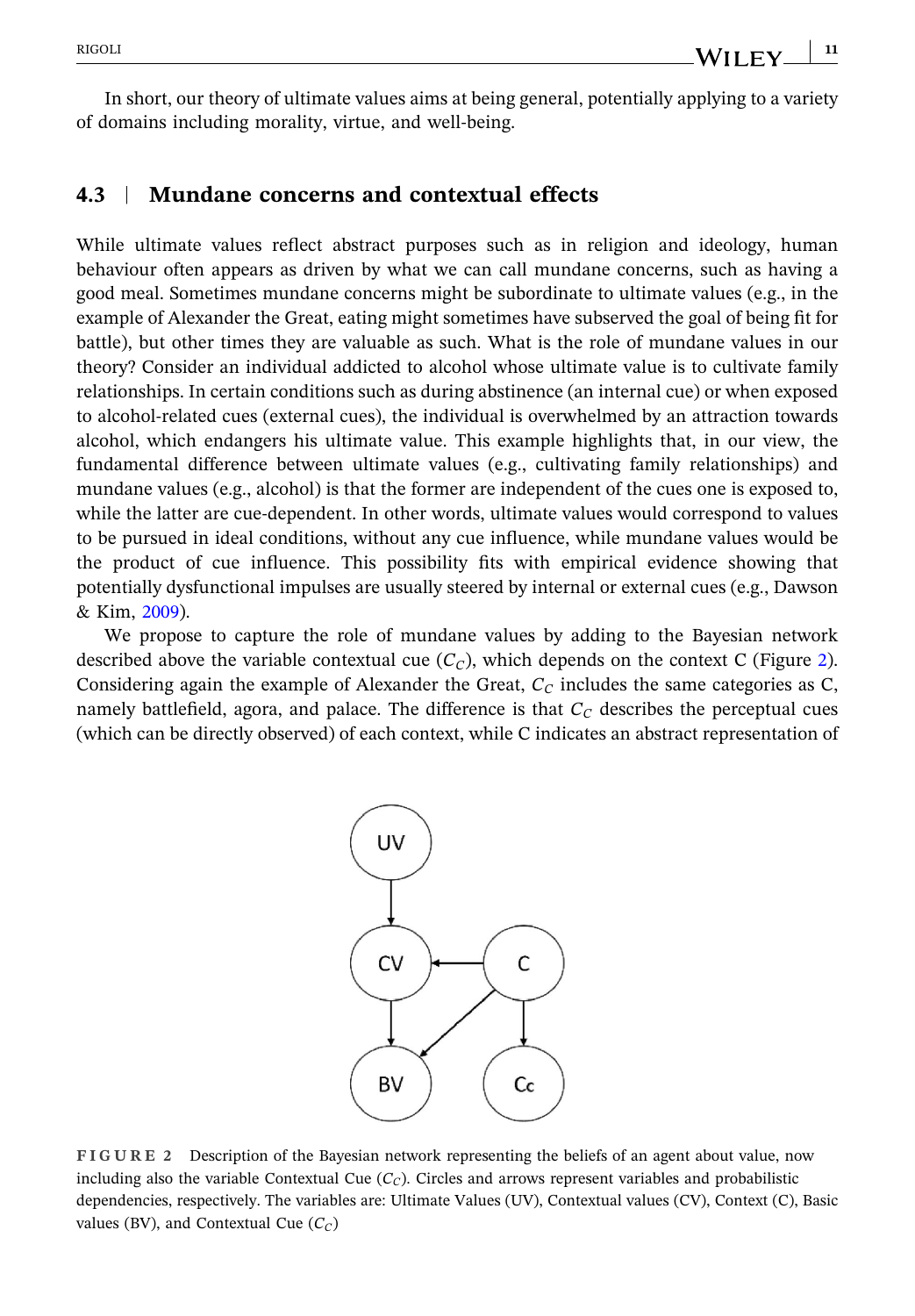In short, our theory of ultimate values aims at being general, potentially applying to a variety of domains including morality, virtue, and well-being.

### 4.3 | Mundane concerns and contextual effects

While ultimate values reflect abstract purposes such as in religion and ideology, human behaviour often appears as driven by what we can call mundane concerns, such as having a good meal. Sometimes mundane concerns might be subordinate to ultimate values (e.g., in the example of Alexander the Great, eating might sometimes have subserved the goal of being fit for battle), but other times they are valuable as such. What is the role of mundane values in our theory? Consider an individual addicted to alcohol whose ultimate value is to cultivate family relationships. In certain conditions such as during abstinence (an internal cue) or when exposed to alcohol-related cues (external cues), the individual is overwhelmed by an attraction towards alcohol, which endangers his ultimate value. This example highlights that, in our view, the fundamental difference between ultimate values (e.g., cultivating family relationships) and mundane values (e.g., alcohol) is that the former are independent of the cues one is exposed to, while the latter are cue-dependent. In other words, ultimate values would correspond to values to be pursued in ideal conditions, without any cue influence, while mundane values would be the product of cue influence. This possibility fits with empirical evidence showing that potentially dysfunctional impulses are usually steered by internal or external cues (e.g., Dawson & Kim, 2009).

We propose to capture the role of mundane values by adding to the Bayesian network described above the variable contextual cue ($C_C$), which depends on the context C (Figure 2). Considering again the example of Alexander the Great, $C_C$ includes the same categories as C, namely battlefield, agora, and palace. The difference is that $C_C$ describes the perceptual cues (which can be directly observed) of each context, while C indicates an abstract representation of

FIGURE 2 Description of the Bayesian network representing the beliefs of an agent about value, now including also the variable Contextual Cue ($C_C$). Circles and arrows represent variables and probabilistic dependencies, respectively. The variables are: Ultimate Values (UV), Contextual values (CV), Context (C), Basic values (BV), and Contextual Cue ($C_C$)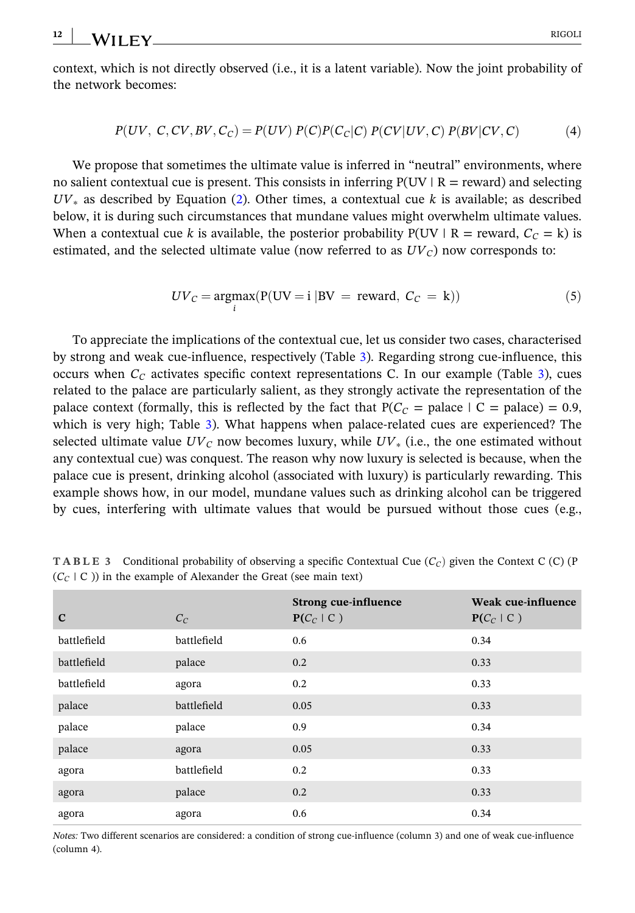context, which is not directly observed (i.e., it is a latent variable). Now the joint probability of the network becomes:

$$P(UV,\ C, CV, BV, C_C) = P(UV)\ P(C)P(C_C|C)\ P(CV|UV, C)\ P(BV|CV, C) \tag{4}$$

We propose that sometimes the ultimate value is inferred in "neutral" environments, where no salient contextual cue is present. This consists in inferring P(UV | R = reward) and selecting $UV_*$ as described by Equation (2). Other times, a contextual cue $k$ is available; as described below, it is during such circumstances that mundane values might overwhelm ultimate values. When a contextual cue $k$ is available, the posterior probability P(UV | R = reward, $C_C$ = k) is estimated, and the selected ultimate value (now referred to as $UV_C$) now corresponds to:

$$UV_C = \underset{i}{\text{argmax}}(\text{P}(\text{UV} = \text{i}\ |\text{BV}\ =\ \text{reward},\ C_C\ =\ \text{k})) \tag{5}$$

To appreciate the implications of the contextual cue, let us consider two cases, characterised by strong and weak cue-influence, respectively (Table 3). Regarding strong cue-influence, this occurs when $C_C$ activates specific context representations C. In our example (Table 3), cues related to the palace are particularly salient, as they strongly activate the representation of the palace context (formally, this is reflected by the fact that P($C_C$ = palace | C = palace) = 0.9, which is very high; Table 3). What happens when palace-related cues are experienced? The selected ultimate value $UV_C$ now becomes luxury, while $UV_*$ (i.e., the one estimated without any contextual cue) was conquest. The reason why now luxury is selected is because, when the palace cue is present, drinking alcohol (associated with luxury) is particularly rewarding. This example shows how, in our model, mundane values such as drinking alcohol can be triggered by cues, interfering with ultimate values that would be pursued without those cues (e.g.,

**TABLE 3** Conditional probability of observing a specific Contextual Cue ($C_C$) given the Context C (C) (P ($C_C$ | C )) in the example of Alexander the Great (see main text)

| C | $C_C$ | Strong cue-influence P($C_C$ \| C ) | Weak cue-influence P($C_C$ \| C ) |
|---|---|---|---|
| battlefield | battlefield | 0.6 | 0.34 |
| battlefield | palace | 0.2 | 0.33 |
| battlefield | agora | 0.2 | 0.33 |
| palace | battlefield | 0.05 | 0.33 |
| palace | palace | 0.9 | 0.34 |
| palace | agora | 0.05 | 0.33 |
| agora | battlefield | 0.2 | 0.33 |
| agora | palace | 0.2 | 0.33 |
| agora | agora | 0.6 | 0.34 |

*Notes:* Two different scenarios are considered: a condition of strong cue-influence (column 3) and one of weak cue-influence (column 4).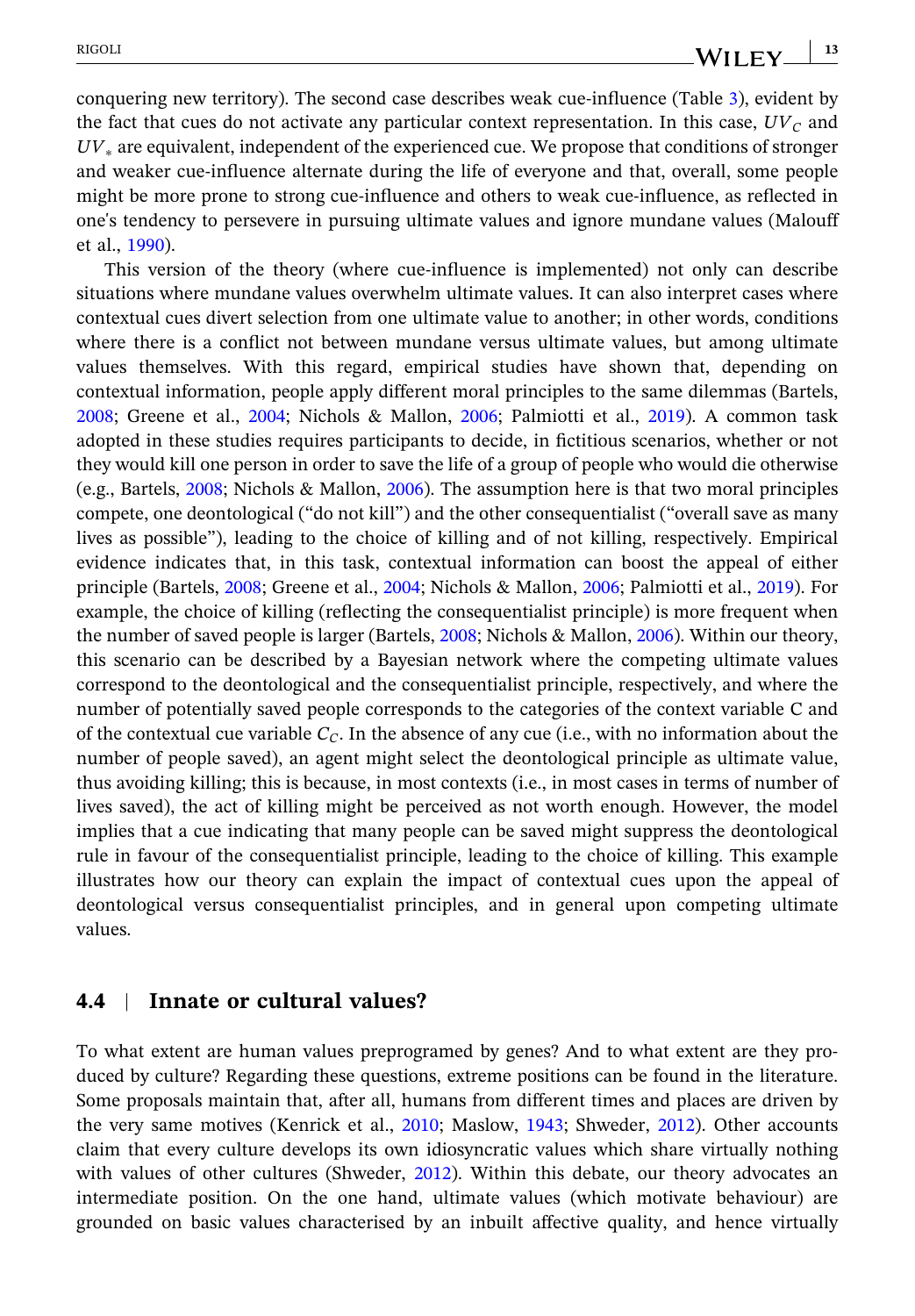conquering new territory). The second case describes weak cue-influence (Table 3), evident by the fact that cues do not activate any particular context representation. In this case, $UV_C$ and $UV_*$ are equivalent, independent of the experienced cue. We propose that conditions of stronger and weaker cue-influence alternate during the life of everyone and that, overall, some people might be more prone to strong cue-influence and others to weak cue-influence, as reflected in one's tendency to persevere in pursuing ultimate values and ignore mundane values (Malouff et al., 1990).

This version of the theory (where cue-influence is implemented) not only can describe situations where mundane values overwhelm ultimate values. It can also interpret cases where contextual cues divert selection from one ultimate value to another; in other words, conditions where there is a conflict not between mundane versus ultimate values, but among ultimate values themselves. With this regard, empirical studies have shown that, depending on contextual information, people apply different moral principles to the same dilemmas (Bartels, 2008; Greene et al., 2004; Nichols & Mallon, 2006; Palmiotti et al., 2019). A common task adopted in these studies requires participants to decide, in fictitious scenarios, whether or not they would kill one person in order to save the life of a group of people who would die otherwise (e.g., Bartels, 2008; Nichols & Mallon, 2006). The assumption here is that two moral principles compete, one deontological ("do not kill") and the other consequentialist ("overall save as many lives as possible"), leading to the choice of killing and of not killing, respectively. Empirical evidence indicates that, in this task, contextual information can boost the appeal of either principle (Bartels, 2008; Greene et al., 2004; Nichols & Mallon, 2006; Palmiotti et al., 2019). For example, the choice of killing (reflecting the consequentialist principle) is more frequent when the number of saved people is larger (Bartels, 2008; Nichols & Mallon, 2006). Within our theory, this scenario can be described by a Bayesian network where the competing ultimate values correspond to the deontological and the consequentialist principle, respectively, and where the number of potentially saved people corresponds to the categories of the context variable C and of the contextual cue variable $C_C$. In the absence of any cue (i.e., with no information about the number of people saved), an agent might select the deontological principle as ultimate value, thus avoiding killing; this is because, in most contexts (i.e., in most cases in terms of number of lives saved), the act of killing might be perceived as not worth enough. However, the model implies that a cue indicating that many people can be saved might suppress the deontological rule in favour of the consequentialist principle, leading to the choice of killing. This example illustrates how our theory can explain the impact of contextual cues upon the appeal of deontological versus consequentialist principles, and in general upon competing ultimate values.

## 4.4 | Innate or cultural values?

To what extent are human values preprogramed by genes? And to what extent are they produced by culture? Regarding these questions, extreme positions can be found in the literature. Some proposals maintain that, after all, humans from different times and places are driven by the very same motives (Kenrick et al., 2010; Maslow, 1943; Shweder, 2012). Other accounts claim that every culture develops its own idiosyncratic values which share virtually nothing with values of other cultures (Shweder, 2012). Within this debate, our theory advocates an intermediate position. On the one hand, ultimate values (which motivate behaviour) are grounded on basic values characterised by an inbuilt affective quality, and hence virtually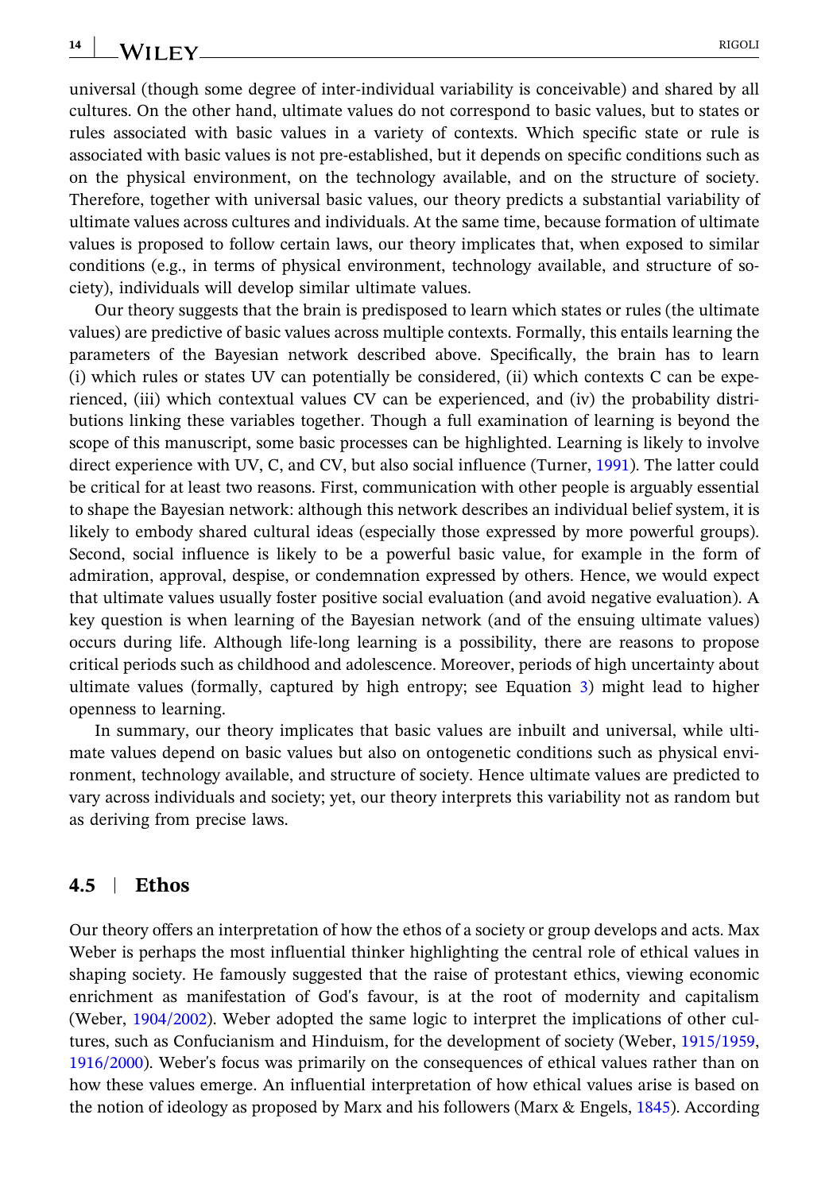universal (though some degree of inter-individual variability is conceivable) and shared by all cultures. On the other hand, ultimate values do not correspond to basic values, but to states or rules associated with basic values in a variety of contexts. Which specific state or rule is associated with basic values is not pre-established, but it depends on specific conditions such as on the physical environment, on the technology available, and on the structure of society. Therefore, together with universal basic values, our theory predicts a substantial variability of ultimate values across cultures and individuals. At the same time, because formation of ultimate values is proposed to follow certain laws, our theory implicates that, when exposed to similar conditions (e.g., in terms of physical environment, technology available, and structure of society), individuals will develop similar ultimate values.

Our theory suggests that the brain is predisposed to learn which states or rules (the ultimate values) are predictive of basic values across multiple contexts. Formally, this entails learning the parameters of the Bayesian network described above. Specifically, the brain has to learn (i) which rules or states UV can potentially be considered, (ii) which contexts C can be experienced, (iii) which contextual values CV can be experienced, and (iv) the probability distributions linking these variables together. Though a full examination of learning is beyond the scope of this manuscript, some basic processes can be highlighted. Learning is likely to involve direct experience with UV, C, and CV, but also social influence (Turner, 1991). The latter could be critical for at least two reasons. First, communication with other people is arguably essential to shape the Bayesian network: although this network describes an individual belief system, it is likely to embody shared cultural ideas (especially those expressed by more powerful groups). Second, social influence is likely to be a powerful basic value, for example in the form of admiration, approval, despise, or condemnation expressed by others. Hence, we would expect that ultimate values usually foster positive social evaluation (and avoid negative evaluation). A key question is when learning of the Bayesian network (and of the ensuing ultimate values) occurs during life. Although life-long learning is a possibility, there are reasons to propose critical periods such as childhood and adolescence. Moreover, periods of high uncertainty about ultimate values (formally, captured by high entropy; see Equation 3) might lead to higher openness to learning.

In summary, our theory implicates that basic values are inbuilt and universal, while ultimate values depend on basic values but also on ontogenetic conditions such as physical environment, technology available, and structure of society. Hence ultimate values are predicted to vary across individuals and society; yet, our theory interprets this variability not as random but as deriving from precise laws.

## 4.5 | Ethos

Our theory offers an interpretation of how the ethos of a society or group develops and acts. Max Weber is perhaps the most influential thinker highlighting the central role of ethical values in shaping society. He famously suggested that the raise of protestant ethics, viewing economic enrichment as manifestation of God's favour, is at the root of modernity and capitalism (Weber, 1904/2002). Weber adopted the same logic to interpret the implications of other cultures, such as Confucianism and Hinduism, for the development of society (Weber, 1915/1959, 1916/2000). Weber's focus was primarily on the consequences of ethical values rather than on how these values emerge. An influential interpretation of how ethical values arise is based on the notion of ideology as proposed by Marx and his followers (Marx & Engels, 1845). According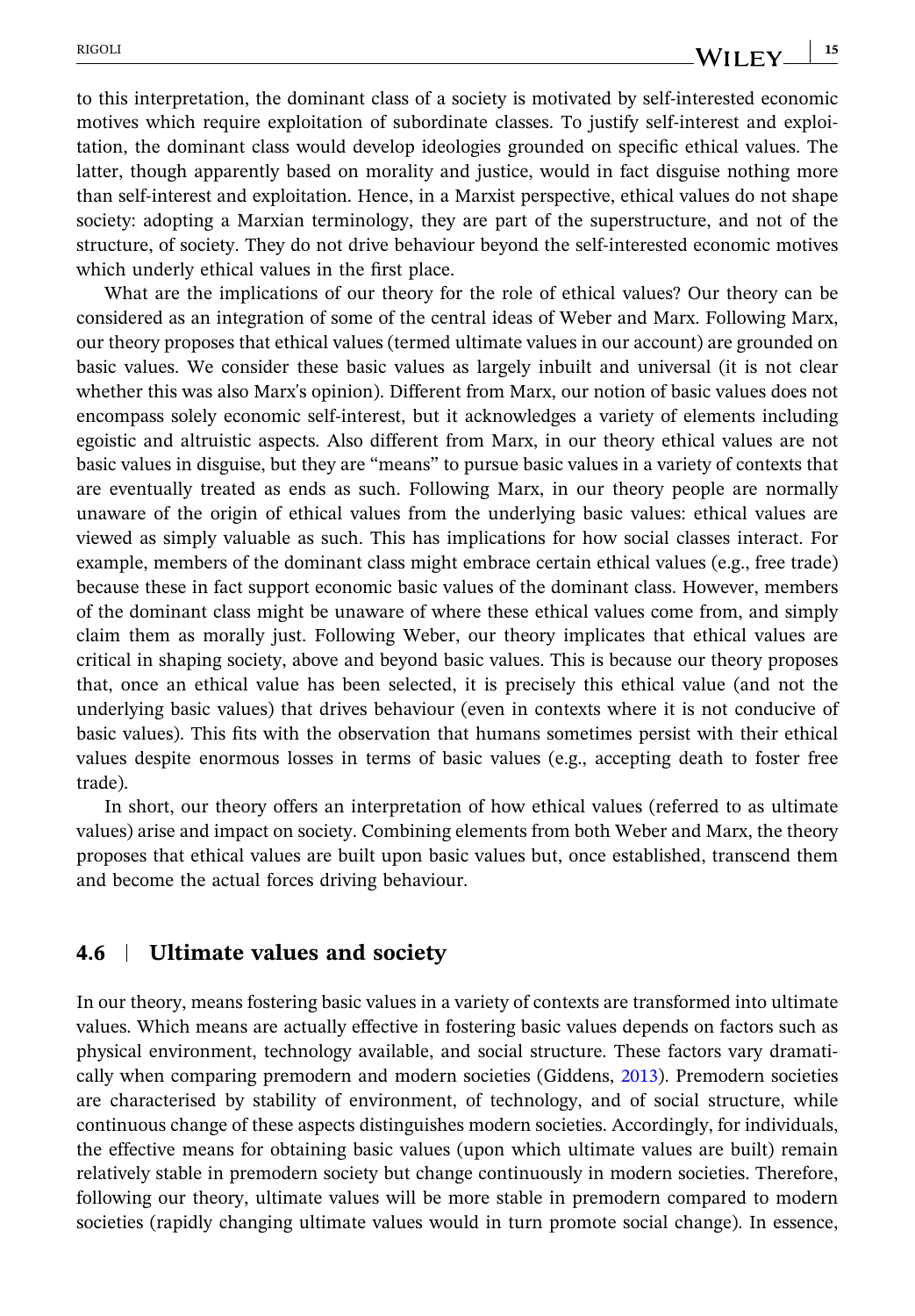to this interpretation, the dominant class of a society is motivated by self-interested economic motives which require exploitation of subordinate classes. To justify self-interest and exploitation, the dominant class would develop ideologies grounded on specific ethical values. The latter, though apparently based on morality and justice, would in fact disguise nothing more than self-interest and exploitation. Hence, in a Marxist perspective, ethical values do not shape society: adopting a Marxian terminology, they are part of the superstructure, and not of the structure, of society. They do not drive behaviour beyond the self-interested economic motives which underly ethical values in the first place.

What are the implications of our theory for the role of ethical values? Our theory can be considered as an integration of some of the central ideas of Weber and Marx. Following Marx, our theory proposes that ethical values (termed ultimate values in our account) are grounded on basic values. We consider these basic values as largely inbuilt and universal (it is not clear whether this was also Marx's opinion). Different from Marx, our notion of basic values does not encompass solely economic self-interest, but it acknowledges a variety of elements including egoistic and altruistic aspects. Also different from Marx, in our theory ethical values are not basic values in disguise, but they are "means" to pursue basic values in a variety of contexts that are eventually treated as ends as such. Following Marx, in our theory people are normally unaware of the origin of ethical values from the underlying basic values: ethical values are viewed as simply valuable as such. This has implications for how social classes interact. For example, members of the dominant class might embrace certain ethical values (e.g., free trade) because these in fact support economic basic values of the dominant class. However, members of the dominant class might be unaware of where these ethical values come from, and simply claim them as morally just. Following Weber, our theory implicates that ethical values are critical in shaping society, above and beyond basic values. This is because our theory proposes that, once an ethical value has been selected, it is precisely this ethical value (and not the underlying basic values) that drives behaviour (even in contexts where it is not conducive of basic values). This fits with the observation that humans sometimes persist with their ethical values despite enormous losses in terms of basic values (e.g., accepting death to foster free trade).

In short, our theory offers an interpretation of how ethical values (referred to as ultimate values) arise and impact on society. Combining elements from both Weber and Marx, the theory proposes that ethical values are built upon basic values but, once established, transcend them and become the actual forces driving behaviour.

### 4.6 | Ultimate values and society

In our theory, means fostering basic values in a variety of contexts are transformed into ultimate values. Which means are actually effective in fostering basic values depends on factors such as physical environment, technology available, and social structure. These factors vary dramatically when comparing premodern and modern societies (Giddens, 2013). Premodern societies are characterised by stability of environment, of technology, and of social structure, while continuous change of these aspects distinguishes modern societies. Accordingly, for individuals, the effective means for obtaining basic values (upon which ultimate values are built) remain relatively stable in premodern society but change continuously in modern societies. Therefore, following our theory, ultimate values will be more stable in premodern compared to modern societies (rapidly changing ultimate values would in turn promote social change). In essence,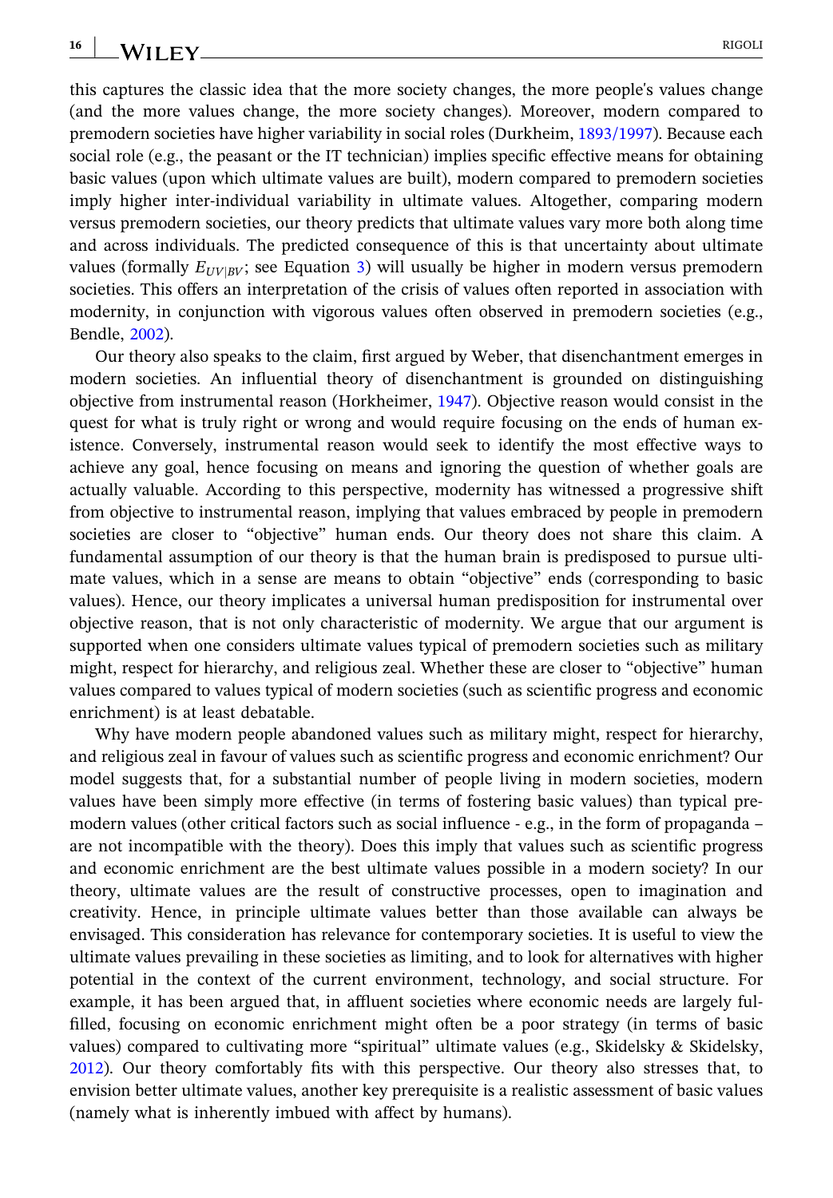this captures the classic idea that the more society changes, the more people's values change (and the more values change, the more society changes). Moreover, modern compared to premodern societies have higher variability in social roles (Durkheim, 1893/1997). Because each social role (e.g., the peasant or the IT technician) implies specific effective means for obtaining basic values (upon which ultimate values are built), modern compared to premodern societies imply higher inter-individual variability in ultimate values. Altogether, comparing modern versus premodern societies, our theory predicts that ultimate values vary more both along time and across individuals. The predicted consequence of this is that uncertainty about ultimate values (formally $E_{UV|BV}$; see Equation 3) will usually be higher in modern versus premodern societies. This offers an interpretation of the crisis of values often reported in association with modernity, in conjunction with vigorous values often observed in premodern societies (e.g., Bendle, 2002).

Our theory also speaks to the claim, first argued by Weber, that disenchantment emerges in modern societies. An influential theory of disenchantment is grounded on distinguishing objective from instrumental reason (Horkheimer, 1947). Objective reason would consist in the quest for what is truly right or wrong and would require focusing on the ends of human existence. Conversely, instrumental reason would seek to identify the most effective ways to achieve any goal, hence focusing on means and ignoring the question of whether goals are actually valuable. According to this perspective, modernity has witnessed a progressive shift from objective to instrumental reason, implying that values embraced by people in premodern societies are closer to "objective" human ends. Our theory does not share this claim. A fundamental assumption of our theory is that the human brain is predisposed to pursue ultimate values, which in a sense are means to obtain "objective" ends (corresponding to basic values). Hence, our theory implicates a universal human predisposition for instrumental over objective reason, that is not only characteristic of modernity. We argue that our argument is supported when one considers ultimate values typical of premodern societies such as military might, respect for hierarchy, and religious zeal. Whether these are closer to "objective" human values compared to values typical of modern societies (such as scientific progress and economic enrichment) is at least debatable.

Why have modern people abandoned values such as military might, respect for hierarchy, and religious zeal in favour of values such as scientific progress and economic enrichment? Our model suggests that, for a substantial number of people living in modern societies, modern values have been simply more effective (in terms of fostering basic values) than typical premodern values (other critical factors such as social influence - e.g., in the form of propaganda – are not incompatible with the theory). Does this imply that values such as scientific progress and economic enrichment are the best ultimate values possible in a modern society? In our theory, ultimate values are the result of constructive processes, open to imagination and creativity. Hence, in principle ultimate values better than those available can always be envisaged. This consideration has relevance for contemporary societies. It is useful to view the ultimate values prevailing in these societies as limiting, and to look for alternatives with higher potential in the context of the current environment, technology, and social structure. For example, it has been argued that, in affluent societies where economic needs are largely fulfilled, focusing on economic enrichment might often be a poor strategy (in terms of basic values) compared to cultivating more "spiritual" ultimate values (e.g., Skidelsky & Skidelsky, 2012). Our theory comfortably fits with this perspective. Our theory also stresses that, to envision better ultimate values, another key prerequisite is a realistic assessment of basic values (namely what is inherently imbued with affect by humans).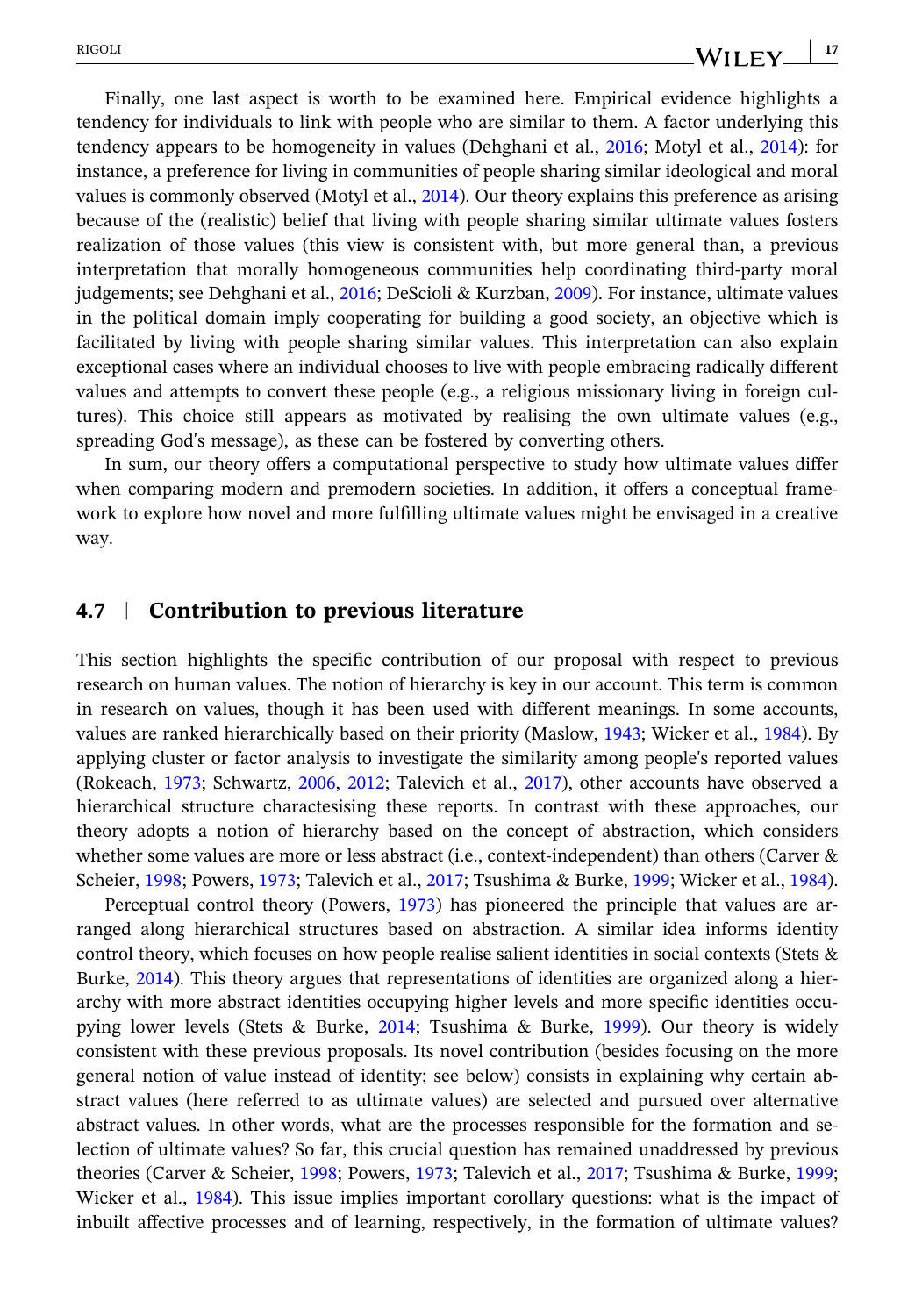Finally, one last aspect is worth to be examined here. Empirical evidence highlights a tendency for individuals to link with people who are similar to them. A factor underlying this tendency appears to be homogeneity in values (Dehghani et al., 2016; Motyl et al., 2014): for instance, a preference for living in communities of people sharing similar ideological and moral values is commonly observed (Motyl et al., 2014). Our theory explains this preference as arising because of the (realistic) belief that living with people sharing similar ultimate values fosters realization of those values (this view is consistent with, but more general than, a previous interpretation that morally homogeneous communities help coordinating third-party moral judgements; see Dehghani et al., 2016; DeScioli & Kurzban, 2009). For instance, ultimate values in the political domain imply cooperating for building a good society, an objective which is facilitated by living with people sharing similar values. This interpretation can also explain exceptional cases where an individual chooses to live with people embracing radically different values and attempts to convert these people (e.g., a religious missionary living in foreign cultures). This choice still appears as motivated by realising the own ultimate values (e.g., spreading God's message), as these can be fostered by converting others.

In sum, our theory offers a computational perspective to study how ultimate values differ when comparing modern and premodern societies. In addition, it offers a conceptual framework to explore how novel and more fulfilling ultimate values might be envisaged in a creative way.

## 4.7 | Contribution to previous literature

This section highlights the specific contribution of our proposal with respect to previous research on human values. The notion of hierarchy is key in our account. This term is common in research on values, though it has been used with different meanings. In some accounts, values are ranked hierarchically based on their priority (Maslow, 1943; Wicker et al., 1984). By applying cluster or factor analysis to investigate the similarity among people's reported values (Rokeach, 1973; Schwartz, 2006, 2012; Talevich et al., 2017), other accounts have observed a hierarchical structure charactesising these reports. In contrast with these approaches, our theory adopts a notion of hierarchy based on the concept of abstraction, which considers whether some values are more or less abstract (i.e., context-independent) than others (Carver & Scheier, 1998; Powers, 1973; Talevich et al., 2017; Tsushima & Burke, 1999; Wicker et al., 1984).

Perceptual control theory (Powers, 1973) has pioneered the principle that values are arranged along hierarchical structures based on abstraction. A similar idea informs identity control theory, which focuses on how people realise salient identities in social contexts (Stets & Burke, 2014). This theory argues that representations of identities are organized along a hierarchy with more abstract identities occupying higher levels and more specific identities occupying lower levels (Stets & Burke, 2014; Tsushima & Burke, 1999). Our theory is widely consistent with these previous proposals. Its novel contribution (besides focusing on the more general notion of value instead of identity; see below) consists in explaining why certain abstract values (here referred to as ultimate values) are selected and pursued over alternative abstract values. In other words, what are the processes responsible for the formation and selection of ultimate values? So far, this crucial question has remained unaddressed by previous theories (Carver & Scheier, 1998; Powers, 1973; Talevich et al., 2017; Tsushima & Burke, 1999; Wicker et al., 1984). This issue implies important corollary questions: what is the impact of inbuilt affective processes and of learning, respectively, in the formation of ultimate values?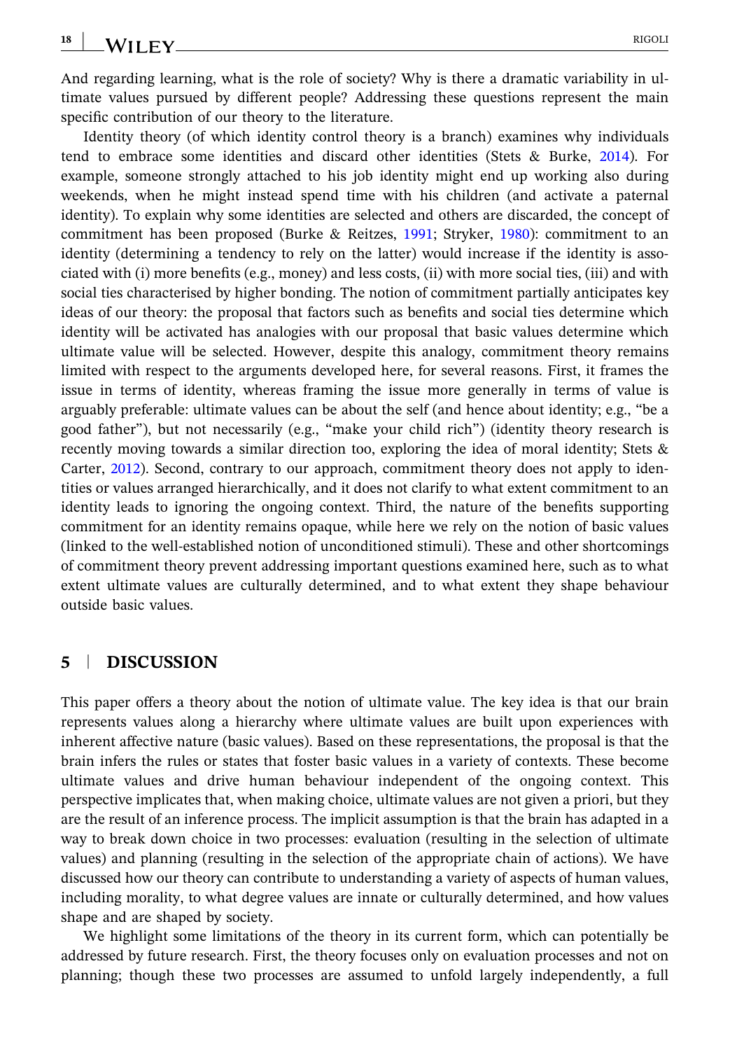And regarding learning, what is the role of society? Why is there a dramatic variability in ultimate values pursued by different people? Addressing these questions represent the main specific contribution of our theory to the literature.

Identity theory (of which identity control theory is a branch) examines why individuals tend to embrace some identities and discard other identities (Stets & Burke, 2014). For example, someone strongly attached to his job identity might end up working also during weekends, when he might instead spend time with his children (and activate a paternal identity). To explain why some identities are selected and others are discarded, the concept of commitment has been proposed (Burke & Reitzes, 1991; Stryker, 1980): commitment to an identity (determining a tendency to rely on the latter) would increase if the identity is associated with (i) more benefits (e.g., money) and less costs, (ii) with more social ties, (iii) and with social ties characterised by higher bonding. The notion of commitment partially anticipates key ideas of our theory: the proposal that factors such as benefits and social ties determine which identity will be activated has analogies with our proposal that basic values determine which ultimate value will be selected. However, despite this analogy, commitment theory remains limited with respect to the arguments developed here, for several reasons. First, it frames the issue in terms of identity, whereas framing the issue more generally in terms of value is arguably preferable: ultimate values can be about the self (and hence about identity; e.g., "be a good father"), but not necessarily (e.g., "make your child rich") (identity theory research is recently moving towards a similar direction too, exploring the idea of moral identity; Stets & Carter, 2012). Second, contrary to our approach, commitment theory does not apply to identities or values arranged hierarchically, and it does not clarify to what extent commitment to an identity leads to ignoring the ongoing context. Third, the nature of the benefits supporting commitment for an identity remains opaque, while here we rely on the notion of basic values (linked to the well-established notion of unconditioned stimuli). These and other shortcomings of commitment theory prevent addressing important questions examined here, such as to what extent ultimate values are culturally determined, and to what extent they shape behaviour outside basic values.

## 5 | DISCUSSION

This paper offers a theory about the notion of ultimate value. The key idea is that our brain represents values along a hierarchy where ultimate values are built upon experiences with inherent affective nature (basic values). Based on these representations, the proposal is that the brain infers the rules or states that foster basic values in a variety of contexts. These become ultimate values and drive human behaviour independent of the ongoing context. This perspective implicates that, when making choice, ultimate values are not given a priori, but they are the result of an inference process. The implicit assumption is that the brain has adapted in a way to break down choice in two processes: evaluation (resulting in the selection of ultimate values) and planning (resulting in the selection of the appropriate chain of actions). We have discussed how our theory can contribute to understanding a variety of aspects of human values, including morality, to what degree values are innate or culturally determined, and how values shape and are shaped by society.

We highlight some limitations of the theory in its current form, which can potentially be addressed by future research. First, the theory focuses only on evaluation processes and not on planning; though these two processes are assumed to unfold largely independently, a full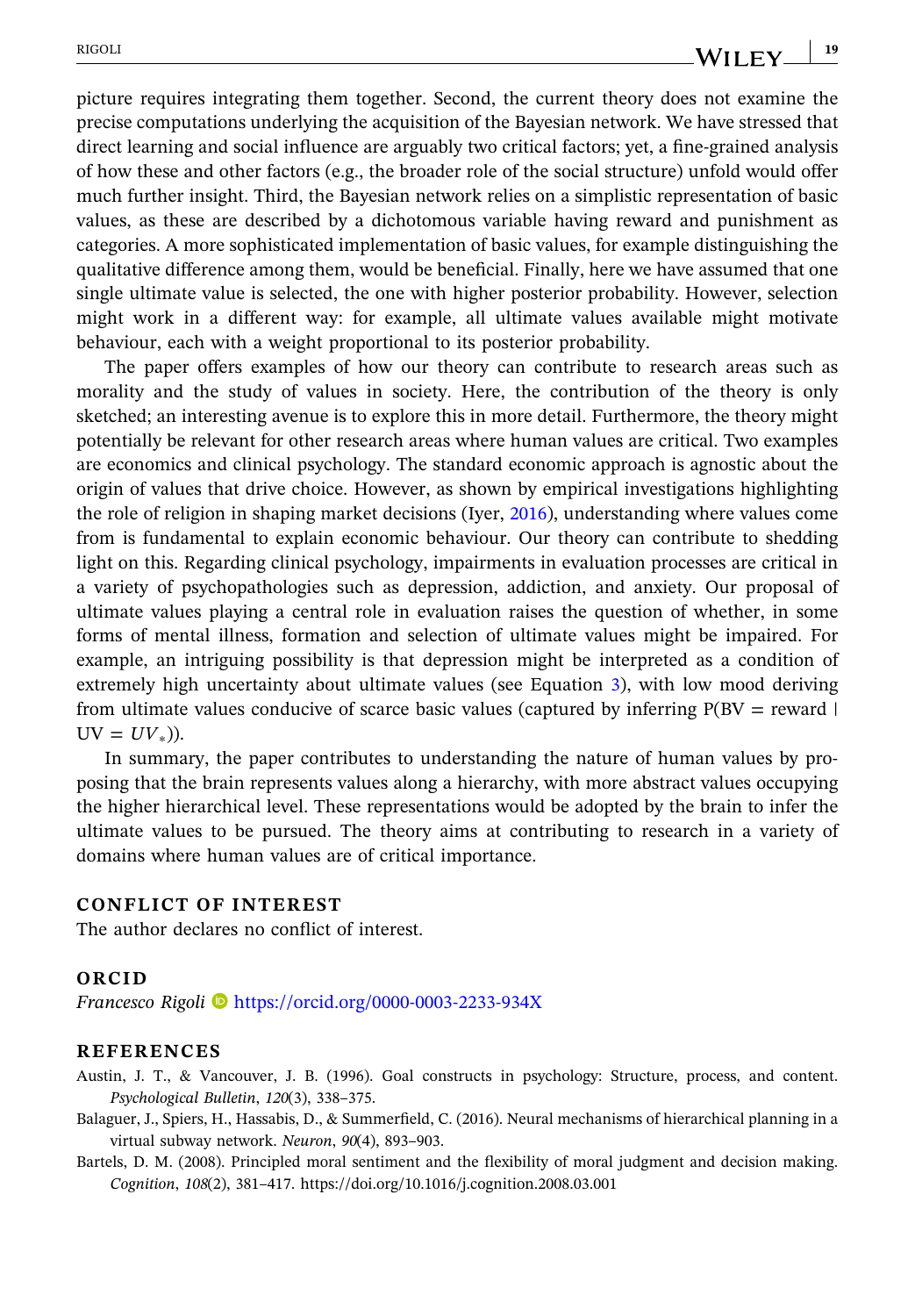picture requires integrating them together. Second, the current theory does not examine the precise computations underlying the acquisition of the Bayesian network. We have stressed that direct learning and social influence are arguably two critical factors; yet, a fine-grained analysis of how these and other factors (e.g., the broader role of the social structure) unfold would offer much further insight. Third, the Bayesian network relies on a simplistic representation of basic values, as these are described by a dichotomous variable having reward and punishment as categories. A more sophisticated implementation of basic values, for example distinguishing the qualitative difference among them, would be beneficial. Finally, here we have assumed that one single ultimate value is selected, the one with higher posterior probability. However, selection might work in a different way: for example, all ultimate values available might motivate behaviour, each with a weight proportional to its posterior probability.

The paper offers examples of how our theory can contribute to research areas such as morality and the study of values in society. Here, the contribution of the theory is only sketched; an interesting avenue is to explore this in more detail. Furthermore, the theory might potentially be relevant for other research areas where human values are critical. Two examples are economics and clinical psychology. The standard economic approach is agnostic about the origin of values that drive choice. However, as shown by empirical investigations highlighting the role of religion in shaping market decisions (Iyer, 2016), understanding where values come from is fundamental to explain economic behaviour. Our theory can contribute to shedding light on this. Regarding clinical psychology, impairments in evaluation processes are critical in a variety of psychopathologies such as depression, addiction, and anxiety. Our proposal of ultimate values playing a central role in evaluation raises the question of whether, in some forms of mental illness, formation and selection of ultimate values might be impaired. For example, an intriguing possibility is that depression might be interpreted as a condition of extremely high uncertainty about ultimate values (see Equation 3), with low mood deriving from ultimate values conducive of scarce basic values (captured by inferring $P(BV = \text{reward} \mid UV = UV_*)$).

In summary, the paper contributes to understanding the nature of human values by proposing that the brain represents values along a hierarchy, with more abstract values occupying the higher hierarchical level. These representations would be adopted by the brain to infer the ultimate values to be pursued. The theory aims at contributing to research in a variety of domains where human values are of critical importance.

## CONFLICT OF INTEREST

The author declares no conflict of interest.

## ORCID

*Francesco Rigoli* https://orcid.org/0000-0003-2233-934X

## REFERENCES

Austin, J. T., & Vancouver, J. B. (1996). Goal constructs in psychology: Structure, process, and content. *Psychological Bulletin*, *120*(3), 338–375.

Balaguer, J., Spiers, H., Hassabis, D., & Summerfield, C. (2016). Neural mechanisms of hierarchical planning in a virtual subway network. *Neuron*, *90*(4), 893–903.

Bartels, D. M. (2008). Principled moral sentiment and the flexibility of moral judgment and decision making. *Cognition*, *108*(2), 381–417. https://doi.org/10.1016/j.cognition.2008.03.001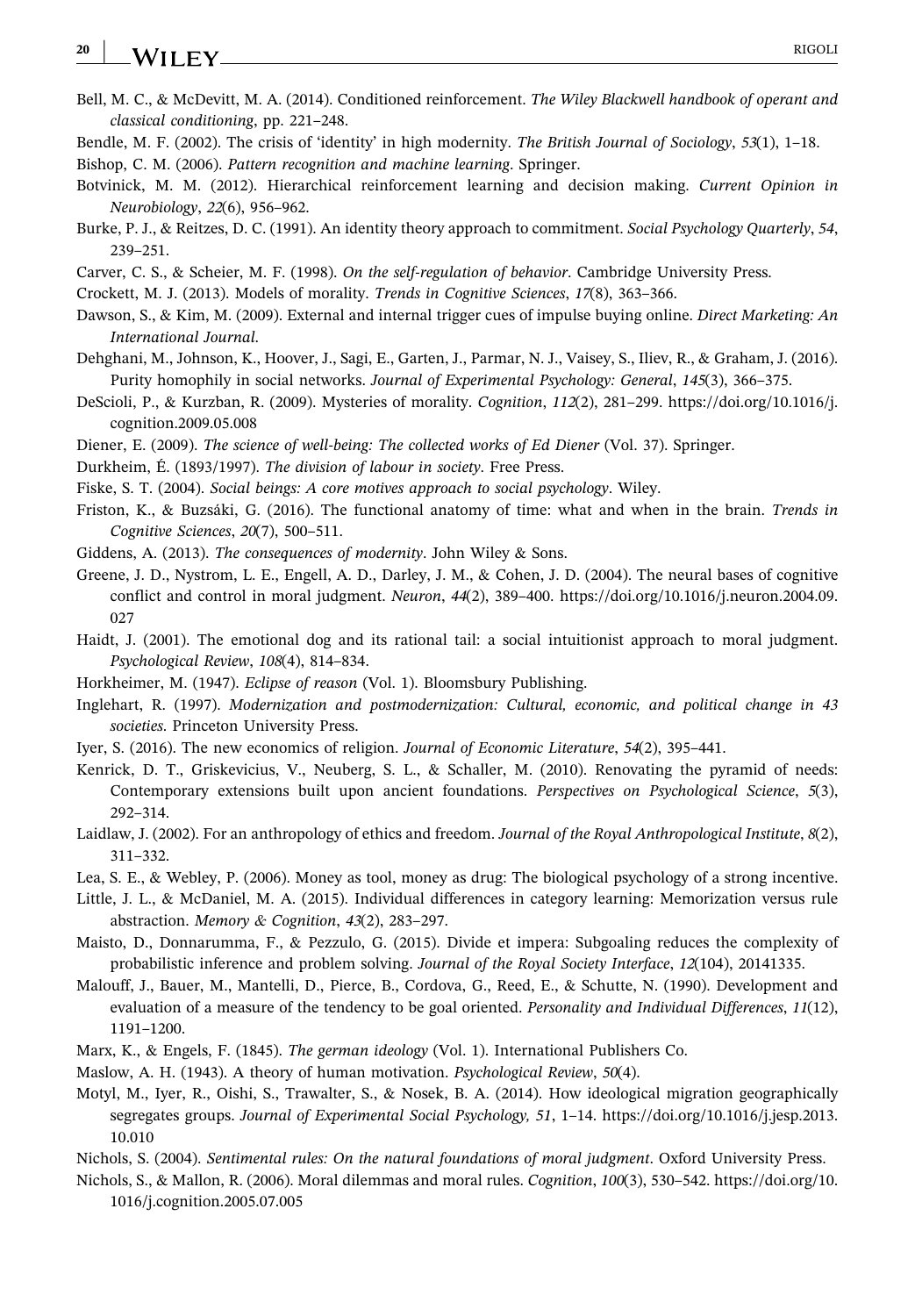Bell, M. C., & McDevitt, M. A. (2014). Conditioned reinforcement. *The Wiley Blackwell handbook of operant and classical conditioning*, pp. 221–248.

Bendle, M. F. (2002). The crisis of 'identity' in high modernity. *The British Journal of Sociology*, *53*(1), 1–18.

Bishop, C. M. (2006). *Pattern recognition and machine learning*. Springer.

Botvinick, M. M. (2012). Hierarchical reinforcement learning and decision making. *Current Opinion in Neurobiology*, *22*(6), 956–962.

Burke, P. J., & Reitzes, D. C. (1991). An identity theory approach to commitment. *Social Psychology Quarterly*, *54*, 239–251.

Carver, C. S., & Scheier, M. F. (1998). *On the self-regulation of behavior*. Cambridge University Press.

Crockett, M. J. (2013). Models of morality. *Trends in Cognitive Sciences*, *17*(8), 363–366.

Dawson, S., & Kim, M. (2009). External and internal trigger cues of impulse buying online. *Direct Marketing: An International Journal*.

Dehghani, M., Johnson, K., Hoover, J., Sagi, E., Garten, J., Parmar, N. J., Vaisey, S., Iliev, R., & Graham, J. (2016). Purity homophily in social networks. *Journal of Experimental Psychology: General*, *145*(3), 366–375.

DeScioli, P., & Kurzban, R. (2009). Mysteries of morality. *Cognition*, *112*(2), 281–299. https://doi.org/10.1016/j.cognition.2009.05.008

Diener, E. (2009). *The science of well-being: The collected works of Ed Diener* (Vol. 37). Springer.

Durkheim, É. (1893/1997). *The division of labour in society*. Free Press.

Fiske, S. T. (2004). *Social beings: A core motives approach to social psychology*. Wiley.

Friston, K., & Buzsáki, G. (2016). The functional anatomy of time: what and when in the brain. *Trends in Cognitive Sciences*, *20*(7), 500–511.

Giddens, A. (2013). *The consequences of modernity*. John Wiley & Sons.

Greene, J. D., Nystrom, L. E., Engell, A. D., Darley, J. M., & Cohen, J. D. (2004). The neural bases of cognitive conflict and control in moral judgment. *Neuron*, *44*(2), 389–400. https://doi.org/10.1016/j.neuron.2004.09.027

Haidt, J. (2001). The emotional dog and its rational tail: a social intuitionist approach to moral judgment. *Psychological Review*, *108*(4), 814–834.

Horkheimer, M. (1947). *Eclipse of reason* (Vol. 1). Bloomsbury Publishing.

Inglehart, R. (1997). *Modernization and postmodernization: Cultural, economic, and political change in 43 societies*. Princeton University Press.

Iyer, S. (2016). The new economics of religion. *Journal of Economic Literature*, *54*(2), 395–441.

Kenrick, D. T., Griskevicius, V., Neuberg, S. L., & Schaller, M. (2010). Renovating the pyramid of needs: Contemporary extensions built upon ancient foundations. *Perspectives on Psychological Science*, *5*(3), 292–314.

Laidlaw, J. (2002). For an anthropology of ethics and freedom. *Journal of the Royal Anthropological Institute*, *8*(2), 311–332.

Lea, S. E., & Webley, P. (2006). Money as tool, money as drug: The biological psychology of a strong incentive.

Little, J. L., & McDaniel, M. A. (2015). Individual differences in category learning: Memorization versus rule abstraction. *Memory & Cognition*, *43*(2), 283–297.

Maisto, D., Donnarumma, F., & Pezzulo, G. (2015). Divide et impera: Subgoaling reduces the complexity of probabilistic inference and problem solving. *Journal of the Royal Society Interface*, *12*(104), 20141335.

Malouff, J., Bauer, M., Mantelli, D., Pierce, B., Cordova, G., Reed, E., & Schutte, N. (1990). Development and evaluation of a measure of the tendency to be goal oriented. *Personality and Individual Differences*, *11*(12), 1191–1200.

Marx, K., & Engels, F. (1845). *The german ideology* (Vol. 1). International Publishers Co.

Maslow, A. H. (1943). A theory of human motivation. *Psychological Review*, *50*(4).

Motyl, M., Iyer, R., Oishi, S., Trawalter, S., & Nosek, B. A. (2014). How ideological migration geographically segregates groups. *Journal of Experimental Social Psychology, 51*, 1–14. https://doi.org/10.1016/j.jesp.2013.10.010

Nichols, S. (2004). *Sentimental rules: On the natural foundations of moral judgment*. Oxford University Press.

Nichols, S., & Mallon, R. (2006). Moral dilemmas and moral rules. *Cognition*, *100*(3), 530–542. https://doi.org/10.1016/j.cognition.2005.07.005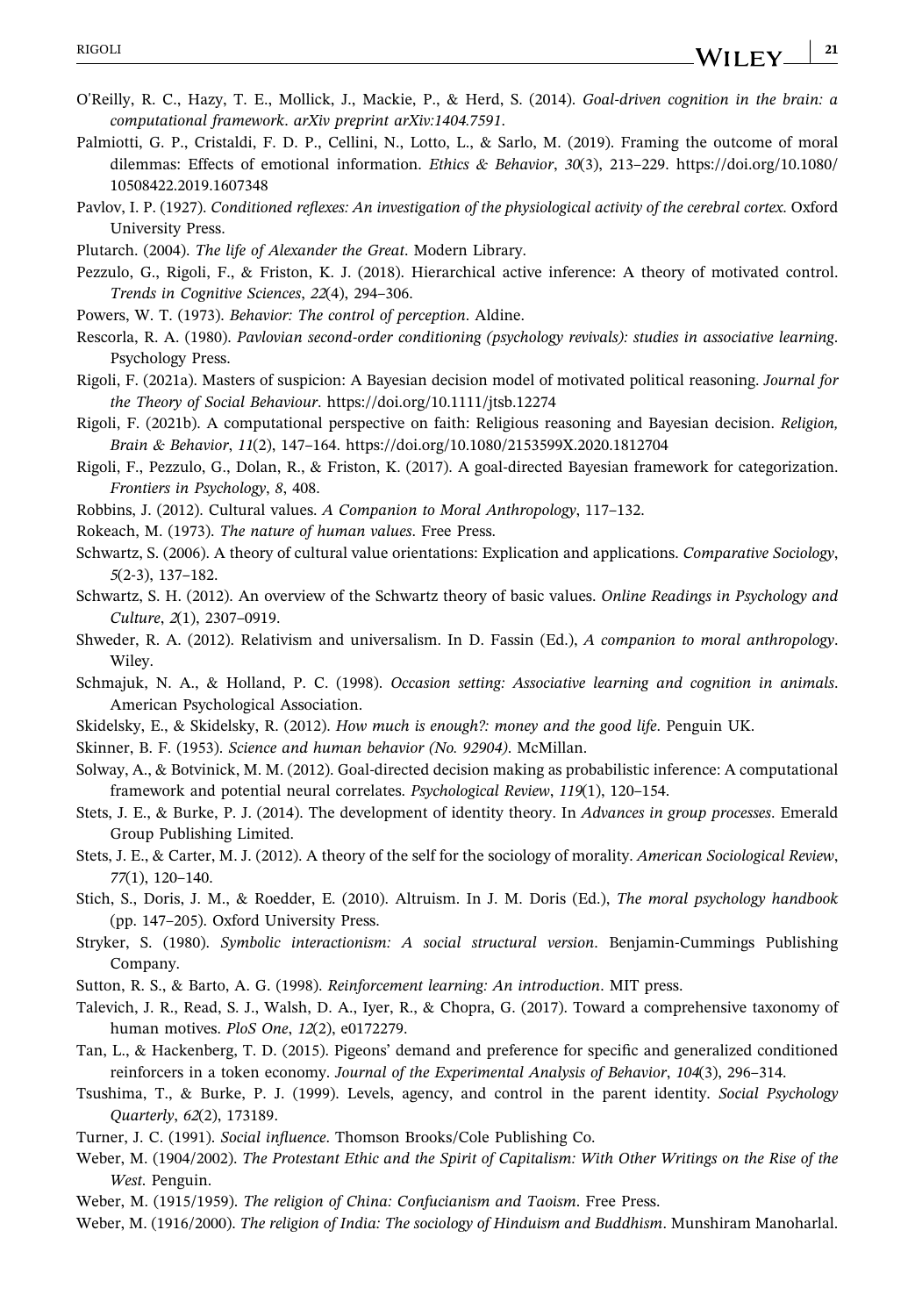O'Reilly, R. C., Hazy, T. E., Mollick, J., Mackie, P., & Herd, S. (2014). *Goal-driven cognition in the brain: a computational framework*. *arXiv preprint arXiv:1404.7591*.

Palmiotti, G. P., Cristaldi, F. D. P., Cellini, N., Lotto, L., & Sarlo, M. (2019). Framing the outcome of moral dilemmas: Effects of emotional information. *Ethics & Behavior*, *30*(3), 213–229. https://doi.org/10.1080/10508422.2019.1607348

Pavlov, I. P. (1927). *Conditioned reflexes: An investigation of the physiological activity of the cerebral cortex*. Oxford University Press.

Plutarch. (2004). *The life of Alexander the Great*. Modern Library.

Pezzulo, G., Rigoli, F., & Friston, K. J. (2018). Hierarchical active inference: A theory of motivated control. *Trends in Cognitive Sciences*, *22*(4), 294–306.

Powers, W. T. (1973). *Behavior: The control of perception*. Aldine.

Rescorla, R. A. (1980). *Pavlovian second-order conditioning (psychology revivals): studies in associative learning*. Psychology Press.

Rigoli, F. (2021a). Masters of suspicion: A Bayesian decision model of motivated political reasoning. *Journal for the Theory of Social Behaviour*. https://doi.org/10.1111/jtsb.12274

Rigoli, F. (2021b). A computational perspective on faith: Religious reasoning and Bayesian decision. *Religion, Brain & Behavior*, *11*(2), 147–164. https://doi.org/10.1080/2153599X.2020.1812704

Rigoli, F., Pezzulo, G., Dolan, R., & Friston, K. (2017). A goal-directed Bayesian framework for categorization. *Frontiers in Psychology*, *8*, 408.

Robbins, J. (2012). Cultural values. *A Companion to Moral Anthropology*, 117–132.

Rokeach, M. (1973). *The nature of human values*. Free Press.

Schwartz, S. (2006). A theory of cultural value orientations: Explication and applications. *Comparative Sociology*, *5*(2-3), 137–182.

Schwartz, S. H. (2012). An overview of the Schwartz theory of basic values. *Online Readings in Psychology and Culture*, *2*(1), 2307–0919.

Shweder, R. A. (2012). Relativism and universalism. In D. Fassin (Ed.), *A companion to moral anthropology*. Wiley.

Schmajuk, N. A., & Holland, P. C. (1998). *Occasion setting: Associative learning and cognition in animals*. American Psychological Association.

Skidelsky, E., & Skidelsky, R. (2012). *How much is enough?: money and the good life*. Penguin UK.

Skinner, B. F. (1953). *Science and human behavior (No. 92904)*. McMillan.

Solway, A., & Botvinick, M. M. (2012). Goal-directed decision making as probabilistic inference: A computational framework and potential neural correlates. *Psychological Review*, *119*(1), 120–154.

Stets, J. E., & Burke, P. J. (2014). The development of identity theory. In *Advances in group processes*. Emerald Group Publishing Limited.

Stets, J. E., & Carter, M. J. (2012). A theory of the self for the sociology of morality. *American Sociological Review*, *77*(1), 120–140.

Stich, S., Doris, J. M., & Roedder, E. (2010). Altruism. In J. M. Doris (Ed.), *The moral psychology handbook* (pp. 147–205). Oxford University Press.

Stryker, S. (1980). *Symbolic interactionism: A social structural version*. Benjamin-Cummings Publishing Company.

Sutton, R. S., & Barto, A. G. (1998). *Reinforcement learning: An introduction*. MIT press.

Talevich, J. R., Read, S. J., Walsh, D. A., Iyer, R., & Chopra, G. (2017). Toward a comprehensive taxonomy of human motives. *PloS One*, *12*(2), e0172279.

Tan, L., & Hackenberg, T. D. (2015). Pigeons' demand and preference for specific and generalized conditioned reinforcers in a token economy. *Journal of the Experimental Analysis of Behavior*, *104*(3), 296–314.

Tsushima, T., & Burke, P. J. (1999). Levels, agency, and control in the parent identity. *Social Psychology Quarterly*, *62*(2), 173189.

Turner, J. C. (1991). *Social influence*. Thomson Brooks/Cole Publishing Co.

Weber, M. (1904/2002). *The Protestant Ethic and the Spirit of Capitalism: With Other Writings on the Rise of the West*. Penguin.

Weber, M. (1915/1959). *The religion of China: Confucianism and Taoism*. Free Press.

Weber, M. (1916/2000). *The religion of India: The sociology of Hinduism and Buddhism*. Munshiram Manoharlal.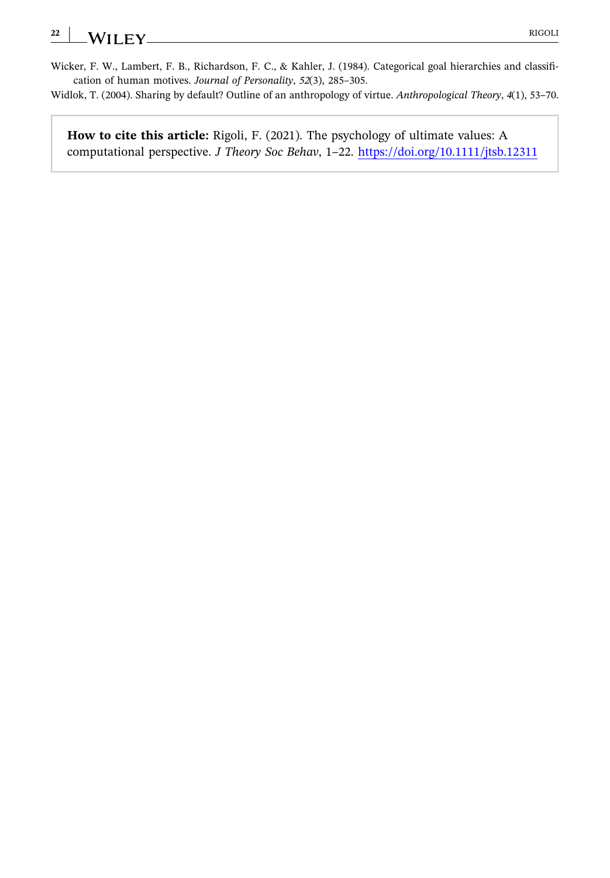Wicker, F. W., Lambert, F. B., Richardson, F. C., & Kahler, J. (1984). Categorical goal hierarchies and classification of human motives. *Journal of Personality*, *52*(3), 285–305.

Widlok, T. (2004). Sharing by default? Outline of an anthropology of virtue. *Anthropological Theory*, *4*(1), 53–70.

**How to cite this article:** Rigoli, F. (2021). The psychology of ultimate values: A computational perspective. *J Theory Soc Behav*, 1–22. https://doi.org/10.1111/jtsb.12311